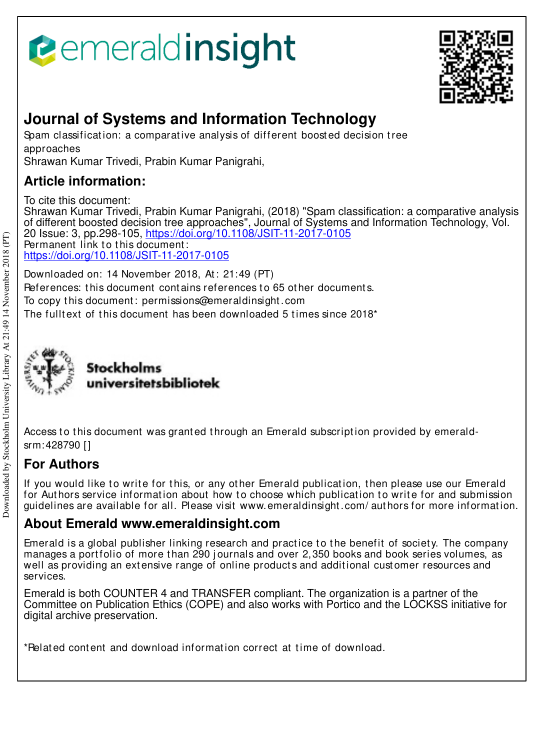emeraldinsight

# Journal of Systems and Information Technology

Spam classification: a comparative analysis of different boosted decision tree approaches
Shrawan Kumar Trivedi, Prabin Kumar Panigrahi,

## Article information:

To cite this document:
Shrawan Kumar Trivedi, Prabin Kumar Panigrahi, (2018) "Spam classification: a comparative analysis of different boosted decision tree approaches", Journal of Systems and Information Technology, Vol. 20 Issue: 3, pp.298-105, https://doi.org/10.1108/JSIT-11-2017-0105
Permanent link to this document:
https://doi.org/10.1108/JSIT-11-2017-0105

Downloaded on: 14 November 2018, At: 21:49 (PT)
References: this document contains references to 65 other documents.
To copy this document: permissions@emeraldinsight.com
The fulltext of this document has been downloaded 5 times since 2018*

Stockholms universitetsbibliotek

Access to this document was granted through an Emerald subscription provided by emerald-srm:428790 []

## For Authors

If you would like to write for this, or any other Emerald publication, then please use our Emerald for Authors service information about how to choose which publication to write for and submission guidelines are available for all. Please visit www.emeraldinsight.com/authors for more information.

## About Emerald www.emeraldinsight.com

Emerald is a global publisher linking research and practice to the benefit of society. The company manages a portfolio of more than 290 journals and over 2,350 books and book series volumes, as well as providing an extensive range of online products and additional customer resources and services.

Emerald is both COUNTER 4 and TRANSFER compliant. The organization is a partner of the Committee on Publication Ethics (COPE) and also works with Portico and the LOCKSS initiative for digital archive preservation.

*Related content and download information correct at time of download.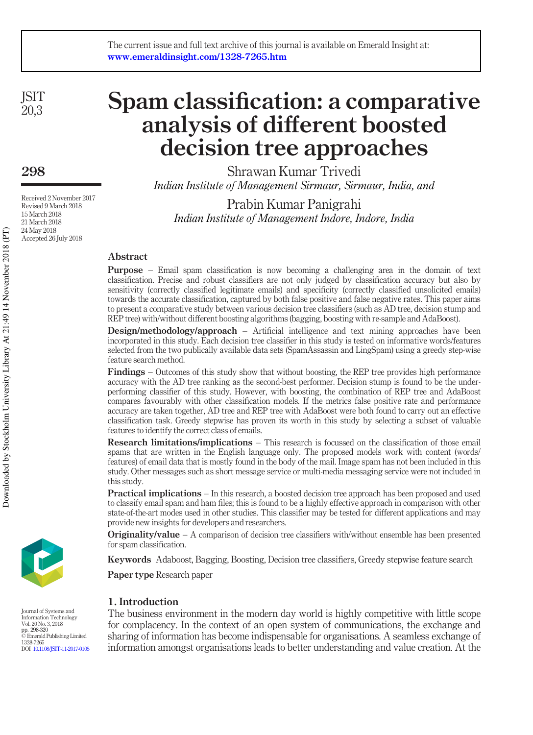# Spam classification: a comparative analysis of different boosted decision tree approaches

Shrawan Kumar Trivedi

*Indian Institute of Management Sirmaur, Sirmaur, India, and*

Prabin Kumar Panigrahi

*Indian Institute of Management Indore, Indore, India*

Received 2 November 2017
Revised 9 March 2018
15 March 2018
21 March 2018
24 May 2018
Accepted 26 July 2018

## Abstract

**Purpose** – Email spam classification is now becoming a challenging area in the domain of text classification. Precise and robust classifiers are not only judged by classification accuracy but also by sensitivity (correctly classified legitimate emails) and specificity (correctly classified unsolicited emails) towards the accurate classification, captured by both false positive and false negative rates. This paper aims to present a comparative study between various decision tree classifiers (such as AD tree, decision stump and REP tree) with/without different boosting algorithms (bagging, boosting with re-sample and AdaBoost).

**Design/methodology/approach** – Artificial intelligence and text mining approaches have been incorporated in this study. Each decision tree classifier in this study is tested on informative words/features selected from the two publically available data sets (SpamAssassin and LingSpam) using a greedy step-wise feature search method.

**Findings** – Outcomes of this study show that without boosting, the REP tree provides high performance accuracy with the AD tree ranking as the second-best performer. Decision stump is found to be the under-performing classifier of this study. However, with boosting, the combination of REP tree and AdaBoost compares favourably with other classification models. If the metrics false positive rate and performance accuracy are taken together, AD tree and REP tree with AdaBoost were both found to carry out an effective classification task. Greedy stepwise has proven its worth in this study by selecting a subset of valuable features to identify the correct class of emails.

**Research limitations/implications** – This research is focussed on the classification of those email spams that are written in the English language only. The proposed models work with content (words/features) of email data that is mostly found in the body of the mail. Image spam has not been included in this study. Other messages such as short message service or multi-media messaging service were not included in this study.

**Practical implications** – In this research, a boosted decision tree approach has been proposed and used to classify email spam and ham files; this is found to be a highly effective approach in comparison with other state-of-the-art modes used in other studies. This classifier may be tested for different applications and may provide new insights for developers and researchers.

**Originality/value** – A comparison of decision tree classifiers with/without ensemble has been presented for spam classification.

**Keywords** Adaboost, Bagging, Boosting, Decision tree classifiers, Greedy stepwise feature search

**Paper type** Research paper

## 1. Introduction

The business environment in the modern day world is highly competitive with little scope for complacency. In the context of an open system of communications, the exchange and sharing of information has become indispensable for organisations. A seamless exchange of information amongst organisations leads to better understanding and value creation. At the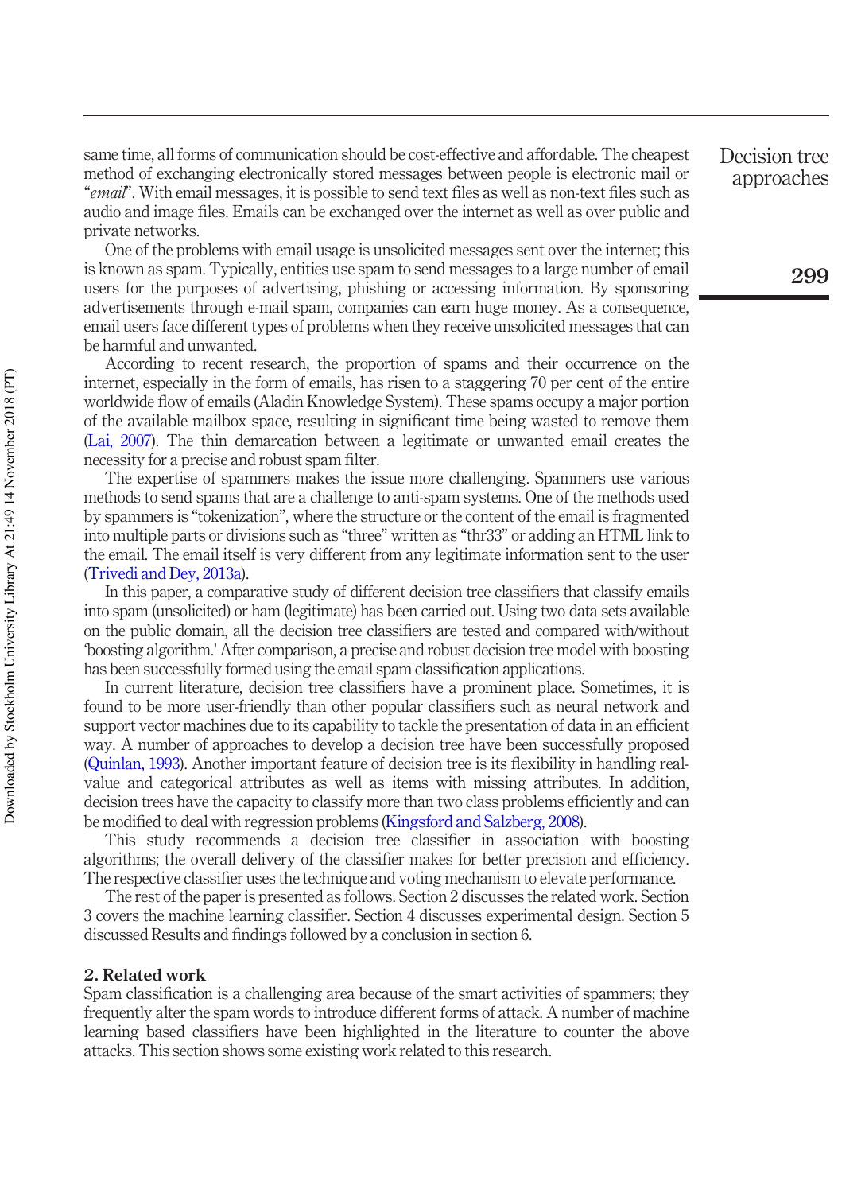same time, all forms of communication should be cost-effective and affordable. The cheapest method of exchanging electronically stored messages between people is electronic mail or "*email*". With email messages, it is possible to send text files as well as non-text files such as audio and image files. Emails can be exchanged over the internet as well as over public and private networks.

One of the problems with email usage is unsolicited messages sent over the internet; this is known as spam. Typically, entities use spam to send messages to a large number of email users for the purposes of advertising, phishing or accessing information. By sponsoring advertisements through e-mail spam, companies can earn huge money. As a consequence, email users face different types of problems when they receive unsolicited messages that can be harmful and unwanted.

According to recent research, the proportion of spams and their occurrence on the internet, especially in the form of emails, has risen to a staggering 70 per cent of the entire worldwide flow of emails (Aladin Knowledge System). These spams occupy a major portion of the available mailbox space, resulting in significant time being wasted to remove them (Lai, 2007). The thin demarcation between a legitimate or unwanted email creates the necessity for a precise and robust spam filter.

The expertise of spammers makes the issue more challenging. Spammers use various methods to send spams that are a challenge to anti-spam systems. One of the methods used by spammers is "tokenization", where the structure or the content of the email is fragmented into multiple parts or divisions such as "three" written as "thr33" or adding an HTML link to the email. The email itself is very different from any legitimate information sent to the user (Trivedi and Dey, 2013a).

In this paper, a comparative study of different decision tree classifiers that classify emails into spam (unsolicited) or ham (legitimate) has been carried out. Using two data sets available on the public domain, all the decision tree classifiers are tested and compared with/without 'boosting algorithm.' After comparison, a precise and robust decision tree model with boosting has been successfully formed using the email spam classification applications.

In current literature, decision tree classifiers have a prominent place. Sometimes, it is found to be more user-friendly than other popular classifiers such as neural network and support vector machines due to its capability to tackle the presentation of data in an efficient way. A number of approaches to develop a decision tree have been successfully proposed (Quinlan, 1993). Another important feature of decision tree is its flexibility in handling real-value and categorical attributes as well as items with missing attributes. In addition, decision trees have the capacity to classify more than two class problems efficiently and can be modified to deal with regression problems (Kingsford and Salzberg, 2008).

This study recommends a decision tree classifier in association with boosting algorithms; the overall delivery of the classifier makes for better precision and efficiency. The respective classifier uses the technique and voting mechanism to elevate performance.

The rest of the paper is presented as follows. Section 2 discusses the related work. Section 3 covers the machine learning classifier. Section 4 discusses experimental design. Section 5 discussed Results and findings followed by a conclusion in section 6.

## 2. Related work

Spam classification is a challenging area because of the smart activities of spammers; they frequently alter the spam words to introduce different forms of attack. A number of machine learning based classifiers have been highlighted in the literature to counter the above attacks. This section shows some existing work related to this research.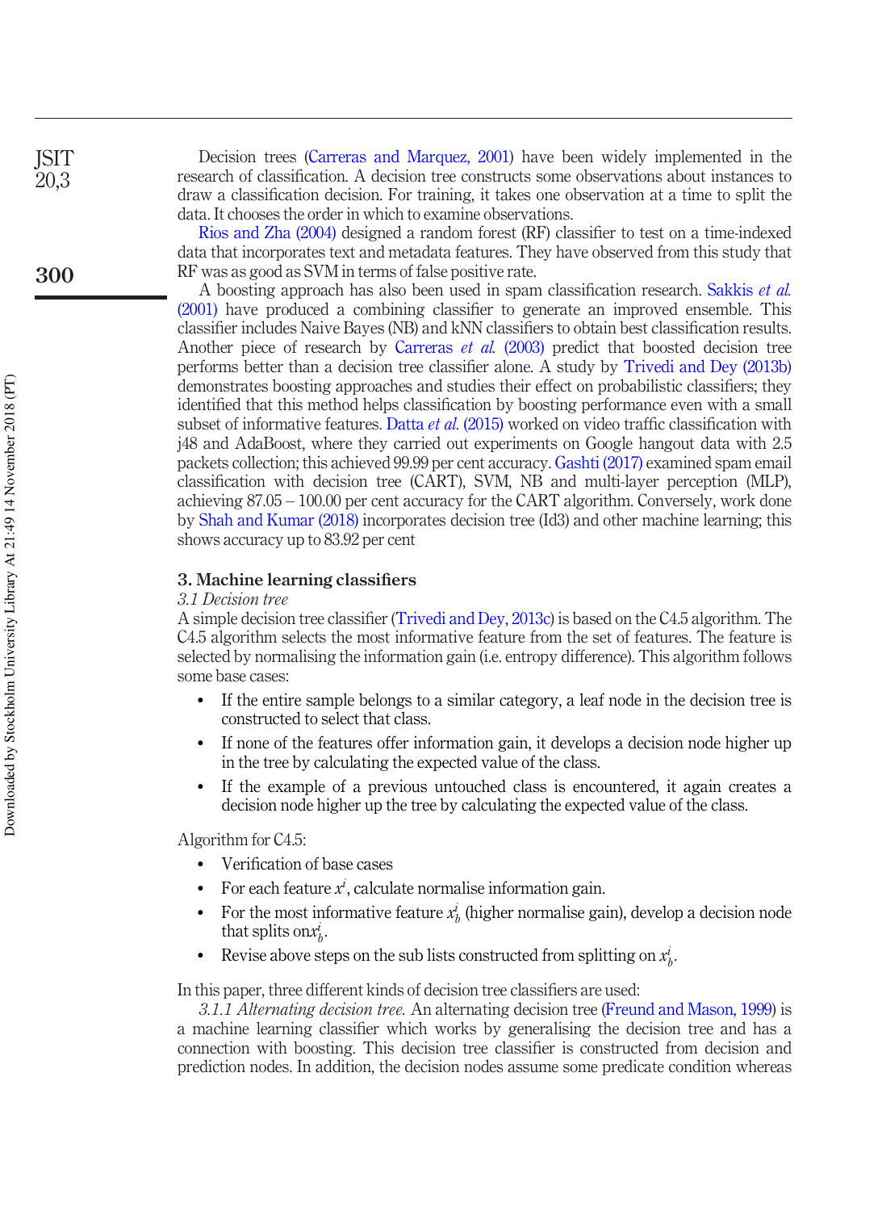Decision trees (Carreras and Marquez, 2001) have been widely implemented in the research of classification. A decision tree constructs some observations about instances to draw a classification decision. For training, it takes one observation at a time to split the data. It chooses the order in which to examine observations.

Rios and Zha (2004) designed a random forest (RF) classifier to test on a time-indexed data that incorporates text and metadata features. They have observed from this study that RF was as good as SVM in terms of false positive rate.

A boosting approach has also been used in spam classification research. Sakkis *et al.* (2001) have produced a combining classifier to generate an improved ensemble. This classifier includes Naive Bayes (NB) and kNN classifiers to obtain best classification results. Another piece of research by Carreras *et al.* (2003) predict that boosted decision tree performs better than a decision tree classifier alone. A study by Trivedi and Dey (2013b) demonstrates boosting approaches and studies their effect on probabilistic classifiers; they identified that this method helps classification by boosting performance even with a small subset of informative features. Datta *et al.* (2015) worked on video traffic classification with j48 and AdaBoost, where they carried out experiments on Google hangout data with 2.5 packets collection; this achieved 99.99 per cent accuracy. Gashti (2017) examined spam email classification with decision tree (CART), SVM, NB and multi-layer perception (MLP), achieving 87.05 – 100.00 per cent accuracy for the CART algorithm. Conversely, work done by Shah and Kumar (2018) incorporates decision tree (Id3) and other machine learning; this shows accuracy up to 83.92 per cent

## 3. Machine learning classifiers

### *3.1 Decision tree*

A simple decision tree classifier (Trivedi and Dey, 2013c) is based on the C4.5 algorithm. The C4.5 algorithm selects the most informative feature from the set of features. The feature is selected by normalising the information gain (i.e. entropy difference). This algorithm follows some base cases:

- If the entire sample belongs to a similar category, a leaf node in the decision tree is constructed to select that class.
- If none of the features offer information gain, it develops a decision node higher up in the tree by calculating the expected value of the class.
- If the example of a previous untouched class is encountered, it again creates a decision node higher up the tree by calculating the expected value of the class.

Algorithm for C4.5:

- Verification of base cases
- For each feature $x^i$, calculate normalise information gain.
- For the most informative feature $x_b^i$ (higher normalise gain), develop a decision node that splits on$x_b^i$.
- Revise above steps on the sub lists constructed from splitting on $x_b^i$.

In this paper, three different kinds of decision tree classifiers are used:

*3.1.1 Alternating decision tree.* An alternating decision tree (Freund and Mason, 1999) is a machine learning classifier which works by generalising the decision tree and has a connection with boosting. This decision tree classifier is constructed from decision and prediction nodes. In addition, the decision nodes assume some predicate condition whereas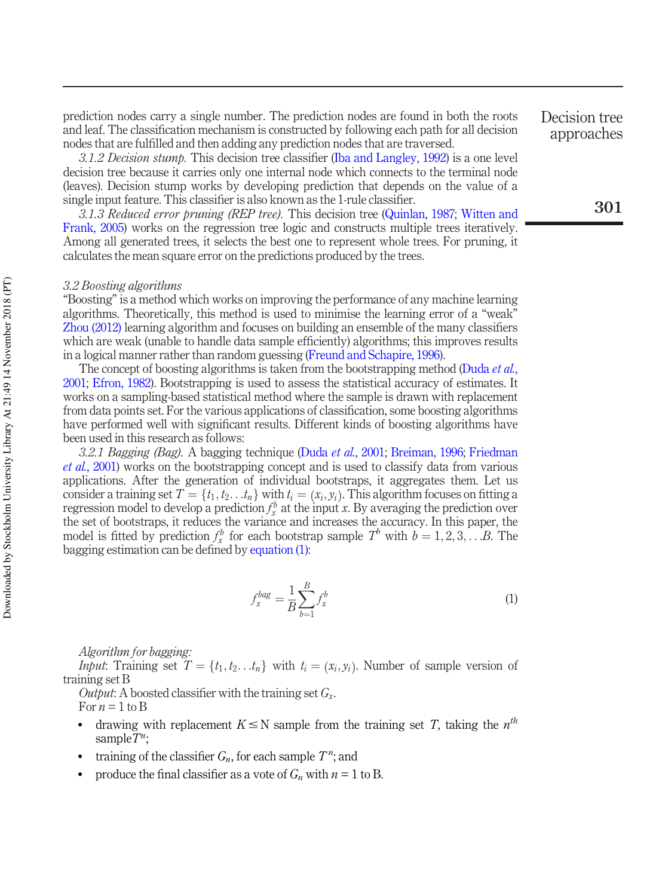prediction nodes carry a single number. The prediction nodes are found in both the roots and leaf. The classification mechanism is constructed by following each path for all decision nodes that are fulfilled and then adding any prediction nodes that are traversed.

*3.1.2 Decision stump.* This decision tree classifier (Iba and Langley, 1992) is a one level decision tree because it carries only one internal node which connects to the terminal node (leaves). Decision stump works by developing prediction that depends on the value of a single input feature. This classifier is also known as the 1-rule classifier.

*3.1.3 Reduced error pruning (REP tree).* This decision tree (Quinlan, 1987; Witten and Frank, 2005) works on the regression tree logic and constructs multiple trees iteratively. Among all generated trees, it selects the best one to represent whole trees. For pruning, it calculates the mean square error on the predictions produced by the trees.

### *3.2 Boosting algorithms*

"Boosting" is a method which works on improving the performance of any machine learning algorithms. Theoretically, this method is used to minimise the learning error of a "weak" Zhou (2012) learning algorithm and focuses on building an ensemble of the many classifiers which are weak (unable to handle data sample efficiently) algorithms; this improves results in a logical manner rather than random guessing (Freund and Schapire, 1996).

The concept of boosting algorithms is taken from the bootstrapping method (Duda *et al.*, 2001; Efron, 1982). Bootstrapping is used to assess the statistical accuracy of estimates. It works on a sampling-based statistical method where the sample is drawn with replacement from data points set. For the various applications of classification, some boosting algorithms have performed well with significant results. Different kinds of boosting algorithms have been used in this research as follows:

*3.2.1 Bagging (Bag).* A bagging technique (Duda *et al.*, 2001; Breiman, 1996; Friedman *et al.*, 2001) works on the bootstrapping concept and is used to classify data from various applications. After the generation of individual bootstraps, it aggregates them. Let us consider a training set $T = \{t_1, t_2 \ldots t_n\}$ with $t_i = (x_i, y_i)$. This algorithm focuses on fitting a regression model to develop a prediction $f_x^b$ at the input $x$. By averaging the prediction over the set of bootstraps, it reduces the variance and increases the accuracy. In this paper, the model is fitted by prediction $f_x^b$ for each bootstrap sample $T^b$ with $b = 1, 2, 3, \ldots B$. The bagging estimation can be defined by equation (1):

$$f_x^{bag} = \frac{1}{B}\sum_{b=1}^{B} f_x^b \qquad (1)$$

*Algorithm for bagging:*

*Input*: Training set $T = \{t_1, t_2 \ldots t_n\}$ with $t_i = (x_i, y_i)$. Number of sample version of training set B

*Output*: A boosted classifier with the training set $G_x$.

For $n$ = 1 to B

- drawing with replacement $K \leq$ N sample from the training set $T$, taking the $n^{th}$ sample $T^n$;
- training of the classifier $G_n$, for each sample $T^n$; and
- produce the final classifier as a vote of $G_n$ with $n$ = 1 to B.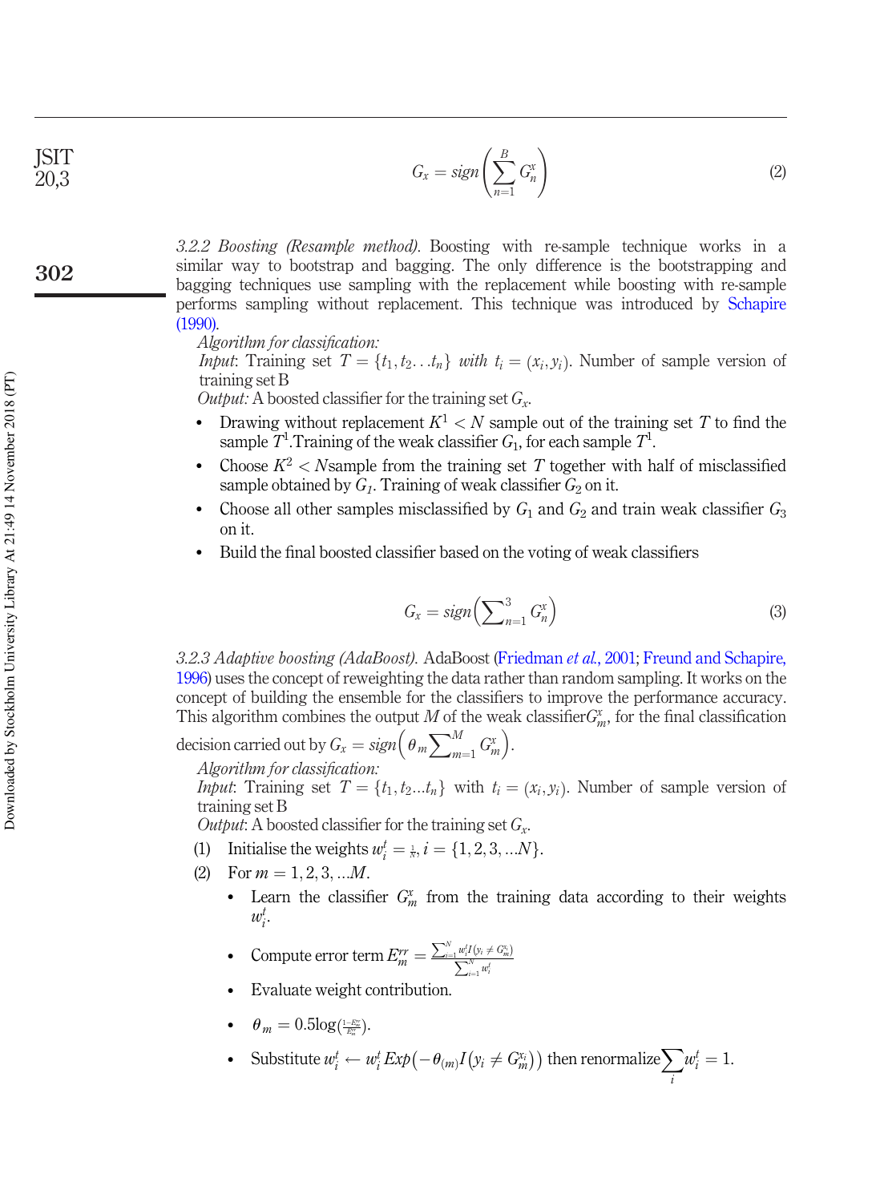$$G_x = sign\left(\sum_{n=1}^{B} G_n^x\right) \tag{2}$$

*3.2.2 Boosting (Resample method).* Boosting with re-sample technique works in a similar way to bootstrap and bagging. The only difference is the bootstrapping and bagging techniques use sampling with the replacement while boosting with re-sample performs sampling without replacement. This technique was introduced by Schapire (1990).

*Algorithm for classification:*

*Input*: Training set $T = \{t_1, t_2 \ldots t_n\}$ *with* $t_i = (x_i, y_i)$. Number of sample version of training set B

*Output:* A boosted classifier for the training set $G_x$.

- Drawing without replacement $K^1 < N$ sample out of the training set $T$ to find the sample $T^1$.Training of the weak classifier $G_1$, for each sample $T^1$.
- Choose $K^2 < N$sample from the training set $T$ together with half of misclassified sample obtained by $G_1$. Training of weak classifier $G_2$ on it.
- Choose all other samples misclassified by $G_1$ and $G_2$ and train weak classifier $G_3$ on it.
- Build the final boosted classifier based on the voting of weak classifiers

$$G_x = sign\left(\sum\nolimits_{n=1}^{3} G_n^x\right) \tag{3}$$

*3.2.3 Adaptive boosting (AdaBoost).* AdaBoost (Friedman *et al.*, 2001; Freund and Schapire, 1996) uses the concept of reweighting the data rather than random sampling. It works on the concept of building the ensemble for the classifiers to improve the performance accuracy. This algorithm combines the output $M$ of the weak classifier$G_m^x$, for the final classification decision carried out by $G_x = sign\left(\theta_m \sum\nolimits_{m=1}^{M} G_m^x\right)$.

*Algorithm for classification:*

*Input*: Training set $T = \{t_1, t_2 \ldots t_n\}$ with $t_i = (x_i, y_i)$. Number of sample version of training set B

*Output*: A boosted classifier for the training set $G_x$.

1. Initialise the weights $w_i^t = \frac{1}{N}, i = \{1, 2, 3, \ldots N\}$.
2. For $m = 1, 2, 3, \ldots M$.
   - Learn the classifier $G_m^x$ from the training data according to their weights $w_i^t$.
   - Compute error term $E_m^{rr} = \frac{\sum_{i=1}^{N} w_i^t I(y_i \neq G_m^{x_i})}{\sum_{i=1}^{N} w_i^t}$
   - Evaluate weight contribution.
   - $\theta_m = 0.5\log(\frac{1 - E_m^{rr}}{E_m^{rr}})$.
   - Substitute $w_i^t \leftarrow w_i^t Exp\left(-\theta_{(m)} I\left(y_i \neq G_m^{x_i}\right)\right)$ then renormalize $\sum_i w_i^t = 1$.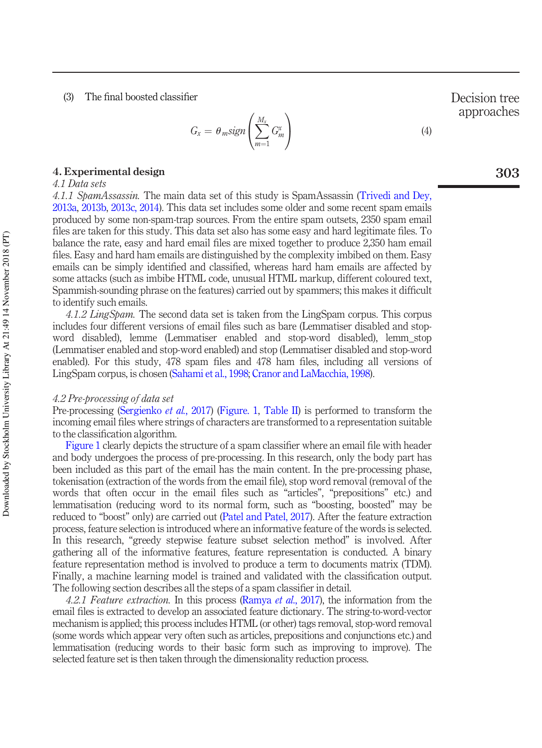(3) The final boosted classifier

$$G_x = \theta_m sign\left(\sum_{m=1}^{M_x} G_m^x\right) \quad (4)$$

## 4. Experimental design

### 4.1 Data sets

*4.1.1 SpamAssassin.* The main data set of this study is SpamAssassin (Trivedi and Dey, 2013a, 2013b, 2013c, 2014). This data set includes some older and some recent spam emails produced by some non-spam-trap sources. From the entire spam outsets, 2350 spam email files are taken for this study. This data set also has some easy and hard legitimate files. To balance the rate, easy and hard email files are mixed together to produce 2,350 ham email files. Easy and hard ham emails are distinguished by the complexity imbibed on them. Easy emails can be simply identified and classified, whereas hard ham emails are affected by some attacks (such as imbibe HTML code, unusual HTML markup, different coloured text, Spammish-sounding phrase on the features) carried out by spammers; this makes it difficult to identify such emails.

*4.1.2 LingSpam.* The second data set is taken from the LingSpam corpus. This corpus includes four different versions of email files such as bare (Lemmatiser disabled and stop-word disabled), lemme (Lemmatiser enabled and stop-word disabled), lemm_stop (Lemmatiser enabled and stop-word enabled) and stop (Lemmatiser disabled and stop-word enabled). For this study, 478 spam files and 478 ham files, including all versions of LingSpam corpus, is chosen (Sahami et al., 1998; Cranor and LaMacchia, 1998).

### 4.2 Pre-processing of data set

Pre-processing (Sergienko *et al.*, 2017) (Figure. 1, Table II) is performed to transform the incoming email files where strings of characters are transformed to a representation suitable to the classification algorithm.

Figure 1 clearly depicts the structure of a spam classifier where an email file with header and body undergoes the process of pre-processing. In this research, only the body part has been included as this part of the email has the main content. In the pre-processing phase, tokenisation (extraction of the words from the email file), stop word removal (removal of the words that often occur in the email files such as "articles", "prepositions" etc.) and lemmatisation (reducing word to its normal form, such as "boosting, boosted" may be reduced to "boost" only) are carried out (Patel and Patel, 2017). After the feature extraction process, feature selection is introduced where an informative feature of the words is selected. In this research, "greedy stepwise feature subset selection method" is involved. After gathering all of the informative features, feature representation is conducted. A binary feature representation method is involved to produce a term to documents matrix (TDM). Finally, a machine learning model is trained and validated with the classification output. The following section describes all the steps of a spam classifier in detail.

*4.2.1 Feature extraction.* In this process (Ramya *et al.*, 2017), the information from the email files is extracted to develop an associated feature dictionary. The string-to-word-vector mechanism is applied; this process includes HTML (or other) tags removal, stop-word removal (some words which appear very often such as articles, prepositions and conjunctions etc.) and lemmatisation (reducing words to their basic form such as improving to improve). The selected feature set is then taken through the dimensionality reduction process.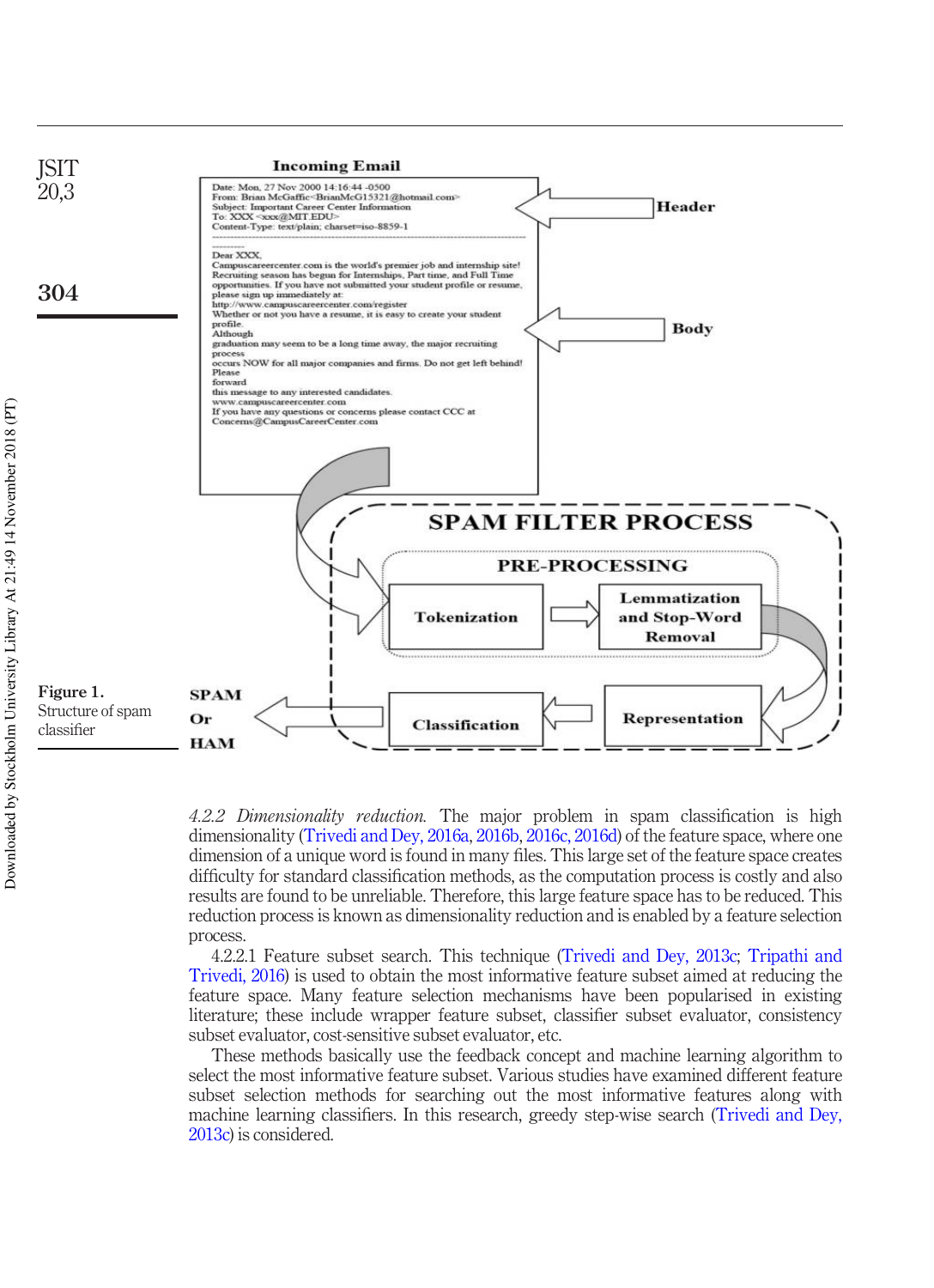Figure 1.
Structure of spam classifier

*4.2.2 Dimensionality reduction.* The major problem in spam classification is high dimensionality (Trivedi and Dey, 2016a, 2016b, 2016c, 2016d) of the feature space, where one dimension of a unique word is found in many files. This large set of the feature space creates difficulty for standard classification methods, as the computation process is costly and also results are found to be unreliable. Therefore, this large feature space has to be reduced. This reduction process is known as dimensionality reduction and is enabled by a feature selection process.

4.2.2.1 Feature subset search. This technique (Trivedi and Dey, 2013c; Tripathi and Trivedi, 2016) is used to obtain the most informative feature subset aimed at reducing the feature space. Many feature selection mechanisms have been popularised in existing literature; these include wrapper feature subset, classifier subset evaluator, consistency subset evaluator, cost-sensitive subset evaluator, etc.

These methods basically use the feedback concept and machine learning algorithm to select the most informative feature subset. Various studies have examined different feature subset selection methods for searching out the most informative features along with machine learning classifiers. In this research, greedy step-wise search (Trivedi and Dey, 2013c) is considered.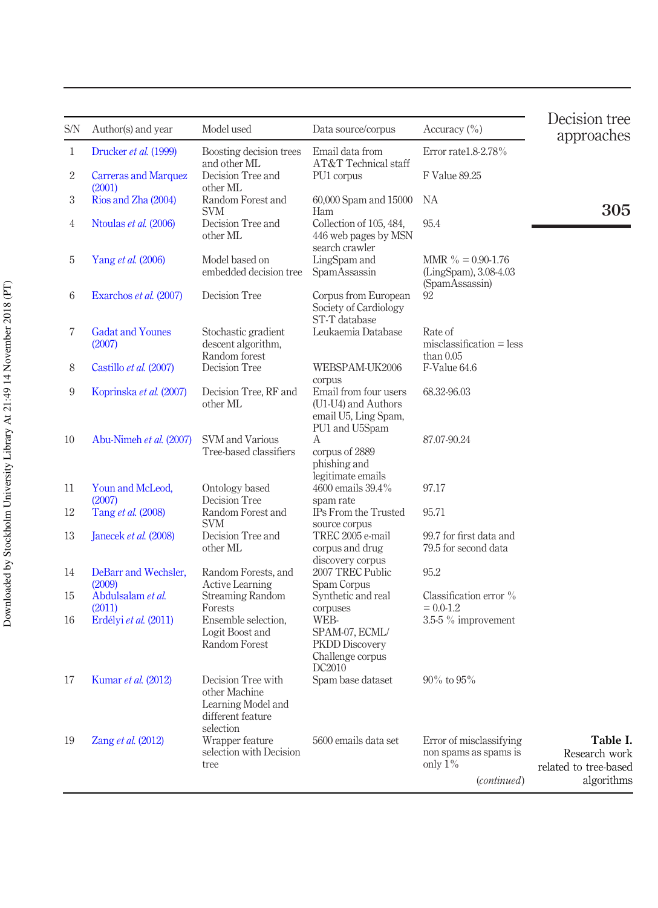| S/N | Author(s) and year | Model used | Data source/corpus | Accuracy (%) |
|---|---|---|---|---|
| 1 | Drucker *et al.* (1999) | Boosting decision trees and other ML | Email data from AT&T Technical staff | Error rate1.8-2.78% |
| 2 | Carreras and Marquez (2001) | Decision Tree and other ML | PU1 corpus | F Value 89.25 |
| 3 | Rios and Zha (2004) | Random Forest and SVM | 60,000 Spam and 15000 Ham | NA |
| 4 | Ntoulas *et al.* (2006) | Decision Tree and other ML | Collection of 105, 484, 446 web pages by MSN search crawler | 95.4 |
| 5 | Yang *et al.* (2006) | Model based on embedded decision tree | LingSpam and SpamAssassin | MMR % = 0.90-1.76 (LingSpam), 3.08-4.03 (SpamAssassin) |
| 6 | Exarchos *et al.* (2007) | Decision Tree | Corpus from European Society of Cardiology ST-T database | 92 |
| 7 | Gadat and Younes (2007) | Stochastic gradient descent algorithm, Random forest | Leukaemia Database | Rate of misclassification = less than 0.05 |
| 8 | Castillo *et al.* (2007) | Decision Tree | WEBSPAM-UK2006 corpus | F-Value 64.6 |
| 9 | Koprinska *et al.* (2007) | Decision Tree, RF and other ML | Email from four users (U1-U4) and Authors email U5, Ling Spam, PU1 and U5Spam | 68.32-96.03 |
| 10 | Abu-Nimeh *et al.* (2007) | SVM and Various Tree-based classifiers | A corpus of 2889 phishing and legitimate emails | 87.07-90.24 |
| 11 | Youn and McLeod, (2007) | Ontology based Decision Tree | 4600 emails 39.4% spam rate | 97.17 |
| 12 | Tang *et al.* (2008) | Random Forest and SVM | IPs From the Trusted source corpus | 95.71 |
| 13 | Janecek *et al.* (2008) | Decision Tree and other ML | TREC 2005 e-mail corpus and drug discovery corpus | 99.7 for first data and 79.5 for second data |
| 14 | DeBarr and Wechsler, (2009) | Random Forests, and Active Learning | 2007 TREC Public Spam Corpus | 95.2 |
| 15 | Abdulsalam *et al.* (2011) | Streaming Random Forests | Synthetic and real corpuses | Classification error % = 0.0-1.2 |
| 16 | Erdélyi *et al.* (2011) | Ensemble selection, Logit Boost and Random Forest | WEB-SPAM-07, ECML/PKDD Discovery Challenge corpus DC2010 | 3.5-5 % improvement |
| 17 | Kumar *et al.* (2012) | Decision Tree with other Machine Learning Model and different feature selection | Spam base dataset | 90% to 95% |
| 19 | Zang *et al.* (2012) | Wrapper feature selection with Decision tree | 5600 emails data set | Error of misclassifying non spams as spams is only 1% |

(*continued*)

**Table I.** Research work related to tree-based algorithms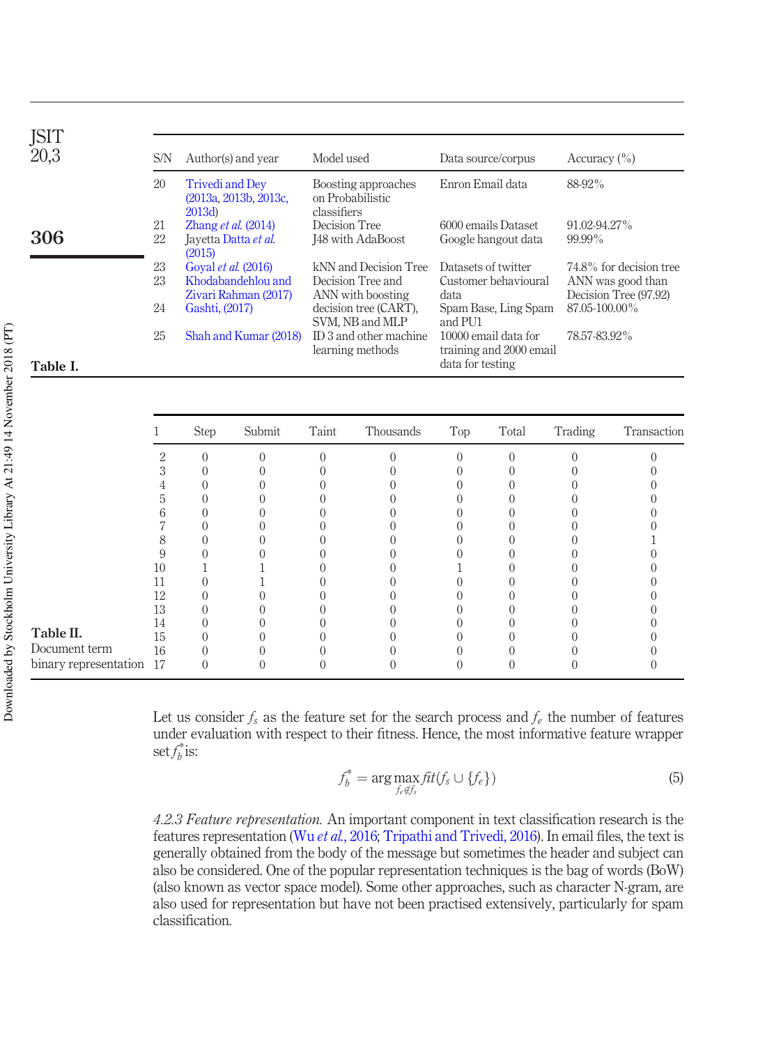| S/N | Author(s) and year | Model used | Data source/corpus | Accuracy (%) |
|---|---|---|---|---|
| 20 | Trivedi and Dey (2013a, 2013b, 2013c, 2013d) | Boosting approaches on Probabilistic classifiers | Enron Email data | 88-92% |
| 21 | Zhang *et al.* (2014) | Decision Tree | 6000 emails Dataset | 91.02-94.27% |
| 22 | Jayetta Datta *et al.* (2015) | J48 with AdaBoost | Google hangout data | 99.99% |
| 23 | Goyal *et al.* (2016) | kNN and Decision Tree | Datasets of twitter | 74.8% for decision tree |
| 23 | Khodabandehlou and Zivari Rahman (2017) | Decision Tree and ANN with boosting | Customer behavioural data | ANN was good than Decision Tree (97.92) |
| 24 | Gashti, (2017) | decision tree (CART), SVM, NB and MLP | Spam Base, Ling Spam and PU1 | 87.05-100.00% |
| 25 | Shah and Kumar (2018) | ID 3 and other machine learning methods | 10000 email data for training and 2000 email data for testing | 78.57-83.92% |

**Table I.**

| 1 | Step | Submit | Taint | Thousands | Top | Total | Trading | Transaction |
|---|---|---|---|---|---|---|---|---|
| 2 | 0 | 0 | 0 | 0 | 0 | 0 | 0 | 0 |
| 3 | 0 | 0 | 0 | 0 | 0 | 0 | 0 | 0 |
| 4 | 0 | 0 | 0 | 0 | 0 | 0 | 0 | 0 |
| 5 | 0 | 0 | 0 | 0 | 0 | 0 | 0 | 0 |
| 6 | 0 | 0 | 0 | 0 | 0 | 0 | 0 | 0 |
| 7 | 0 | 0 | 0 | 0 | 0 | 0 | 0 | 0 |
| 8 | 0 | 0 | 0 | 0 | 0 | 0 | 0 | 1 |
| 9 | 0 | 0 | 0 | 0 | 0 | 0 | 0 | 0 |
| 10 | 1 | 1 | 0 | 0 | 1 | 0 | 0 | 0 |
| 11 | 0 | 1 | 0 | 0 | 0 | 0 | 0 | 0 |
| 12 | 0 | 0 | 0 | 0 | 0 | 0 | 0 | 0 |
| 13 | 0 | 0 | 0 | 0 | 0 | 0 | 0 | 0 |
| 14 | 0 | 0 | 0 | 0 | 0 | 0 | 0 | 0 |
| 15 | 0 | 0 | 0 | 0 | 0 | 0 | 0 | 0 |
| 16 | 0 | 0 | 0 | 0 | 0 | 0 | 0 | 0 |
| 17 | 0 | 0 | 0 | 0 | 0 | 0 | 0 | 0 |

**Table II.** Document term binary representation

Let us consider $f_s$ as the feature set for the search process and $f_e$ the number of features under evaluation with respect to their fitness. Hence, the most informative feature wrapper set $f_b^*$ is:

$$f_b^* = \arg\max_{f_e \notin f_s} fit(f_s \cup \{f_e\}) \tag{5}$$

*4.2.3 Feature representation.* An important component in text classification research is the features representation (Wu *et al.*, 2016; Tripathi and Trivedi, 2016). In email files, the text is generally obtained from the body of the message but sometimes the header and subject can also be considered. One of the popular representation techniques is the bag of words (BoW) (also known as vector space model). Some other approaches, such as character N-gram, are also used for representation but have not been practised extensively, particularly for spam classification.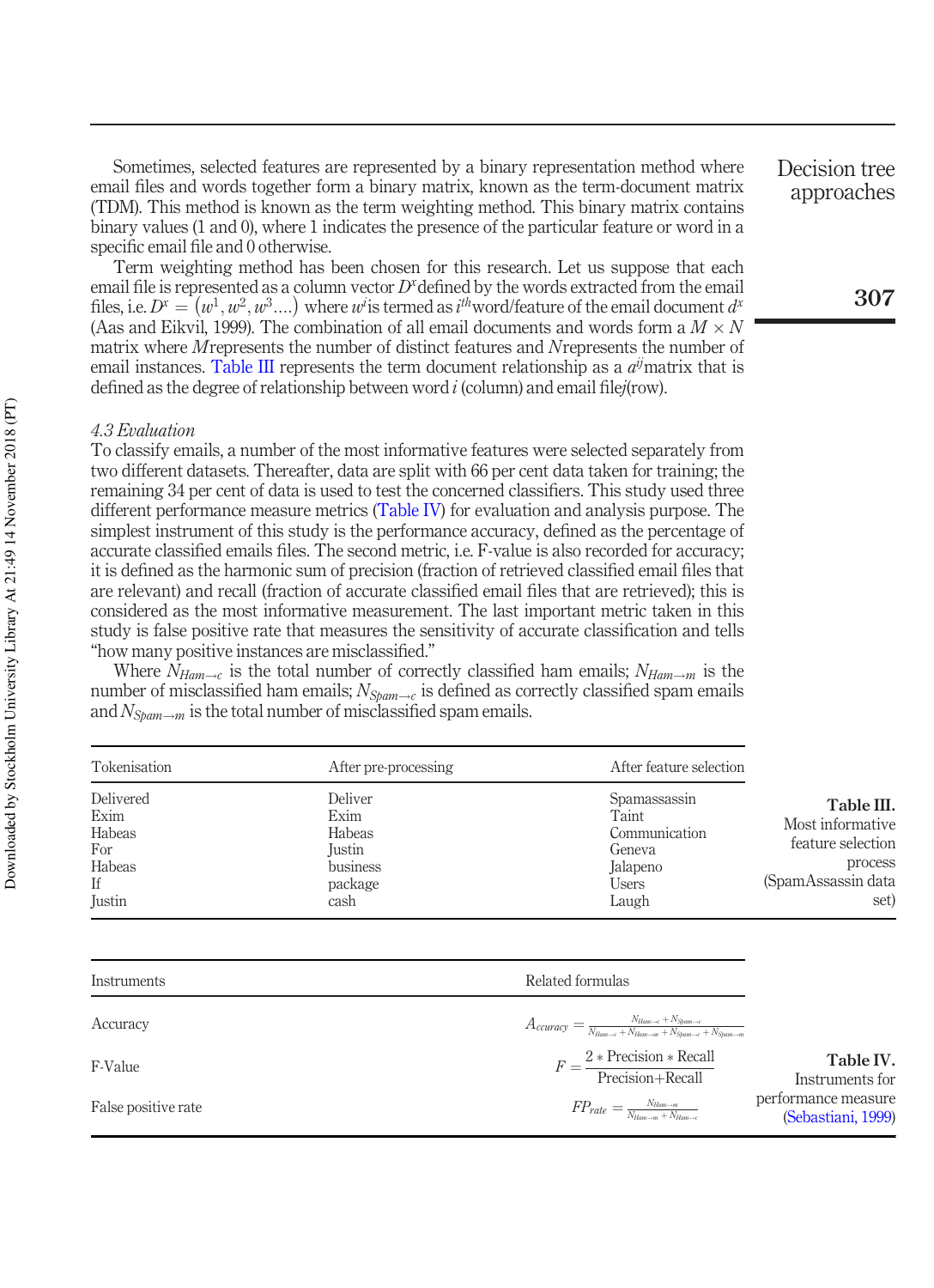Sometimes, selected features are represented by a binary representation method where email files and words together form a binary matrix, known as the term-document matrix (TDM). This method is known as the term weighting method. This binary matrix contains binary values (1 and 0), where 1 indicates the presence of the particular feature or word in a specific email file and 0 otherwise.

Term weighting method has been chosen for this research. Let us suppose that each email file is represented as a column vector $D^x$ defined by the words extracted from the email files, i.e. $D^x = (w^1, w^2, w^3 \ldots)$ where $w^i$ is termed as $i^{th}$ word/feature of the email document $d^x$ (Aas and Eikvil, 1999). The combination of all email documents and words form a $M \times N$ matrix where $M$ represents the number of distinct features and $N$ represents the number of email instances. Table III represents the term document relationship as a $a^{ij}$ matrix that is defined as the degree of relationship between word $i$ (column) and email file $j$ (row).

### 4.3 Evaluation

To classify emails, a number of the most informative features were selected separately from two different datasets. Thereafter, data are split with 66 per cent data taken for training; the remaining 34 per cent of data is used to test the concerned classifiers. This study used three different performance measure metrics (Table IV) for evaluation and analysis purpose. The simplest instrument of this study is the performance accuracy, defined as the percentage of accurate classified emails files. The second metric, i.e. F-value is also recorded for accuracy; it is defined as the harmonic sum of precision (fraction of retrieved classified email files that are relevant) and recall (fraction of accurate classified email files that are retrieved); this is considered as the most informative measurement. The last important metric taken in this study is false positive rate that measures the sensitivity of accurate classification and tells "how many positive instances are misclassified."

Where $N_{Ham \to c}$ is the total number of correctly classified ham emails; $N_{Ham \to m}$ is the number of misclassified ham emails; $N_{Spam \to c}$ is defined as correctly classified spam emails and $N_{Spam \to m}$ is the total number of misclassified spam emails.

| Tokenisation | After pre-processing | After feature selection |
|---|---|---|
| Delivered | Deliver | Spamassassin |
| Exim | Exim | Taint |
| Habeas | Habeas | Communication |
| For | Justin | Geneva |
| Habeas | business | Jalapeno |
| If | package | Users |
| Justin | cash | Laugh |

**Table III.** Most informative feature selection process (SpamAssassin data set)

| Instruments | Related formulas |
|---|---|
| Accuracy | $A_{ccuracy} = \frac{N_{Ham \to c} + N_{Spam \to c}}{N_{Ham \to c} + N_{Ham \to m} + N_{Spam \to c} + N_{Spam \to m}}$ |
| F-Value | $F = \frac{2 * \text{Precision} * \text{Recall}}{\text{Precision} + \text{Recall}}$ |
| False positive rate | $FP_{rate} = \frac{N_{Ham \to m}}{N_{Ham \to m} + N_{Ham \to c}}$ |

**Table IV.** Instruments for performance measure (Sebastiani, 1999)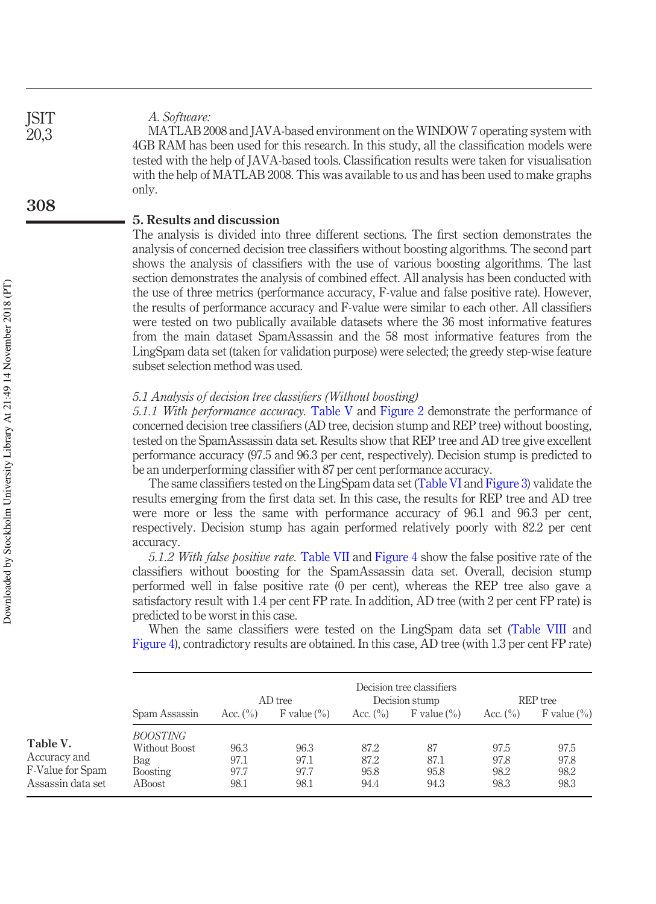*A. Software:*

MATLAB 2008 and JAVA-based environment on the WINDOW 7 operating system with 4GB RAM has been used for this research. In this study, all the classification models were tested with the help of JAVA-based tools. Classification results were taken for visualisation with the help of MATLAB 2008. This was available to us and has been used to make graphs only.

## 5. Results and discussion

The analysis is divided into three different sections. The first section demonstrates the analysis of concerned decision tree classifiers without boosting algorithms. The second part shows the analysis of classifiers with the use of various boosting algorithms. The last section demonstrates the analysis of combined effect. All analysis has been conducted with the use of three metrics (performance accuracy, F-value and false positive rate). However, the results of performance accuracy and F-value were similar to each other. All classifiers were tested on two publically available datasets where the 36 most informative features from the main dataset SpamAssassin and the 58 most informative features from the LingSpam data set (taken for validation purpose) were selected; the greedy step-wise feature subset selection method was used.

### *5.1 Analysis of decision tree classifiers (Without boosting)*

*5.1.1 With performance accuracy.* Table V and Figure 2 demonstrate the performance of concerned decision tree classifiers (AD tree, decision stump and REP tree) without boosting, tested on the SpamAssassin data set. Results show that REP tree and AD tree give excellent performance accuracy (97.5 and 96.3 per cent, respectively). Decision stump is predicted to be an underperforming classifier with 87 per cent performance accuracy.

The same classifiers tested on the LingSpam data set (Table VI and Figure 3) validate the results emerging from the first data set. In this case, the results for REP tree and AD tree were more or less the same with performance accuracy of 96.1 and 96.3 per cent, respectively. Decision stump has again performed relatively poorly with 82.2 per cent accuracy.

*5.1.2 With false positive rate.* Table VII and Figure 4 show the false positive rate of the classifiers without boosting for the SpamAssassin data set. Overall, decision stump performed well in false positive rate (0 per cent), whereas the REP tree also gave a satisfactory result with 1.4 per cent FP rate. In addition, AD tree (with 2 per cent FP rate) is predicted to be worst in this case.

When the same classifiers were tested on the LingSpam data set (Table VIII and Figure 4), contradictory results are obtained. In this case, AD tree (with 1.3 per cent FP rate)

**Table V.** Accuracy and F-Value for Spam Assassin data set

| | Decision tree classifiers | | | | | |
|---|---|---|---|---|---|---|
| | AD tree | | Decision stump | | REP tree | |
| Spam Assassin | Acc. (%) | F value (%) | Acc. (%) | F value (%) | Acc. (%) | F value (%) |
| *BOOSTING* | | | | | | |
| Without Boost | 96.3 | 96.3 | 87.2 | 87 | 97.5 | 97.5 |
| Bag | 97.1 | 97.1 | 87.2 | 87.1 | 97.8 | 97.8 |
| Boosting | 97.7 | 97.7 | 95.8 | 95.8 | 98.2 | 98.2 |
| ABoost | 98.1 | 98.1 | 94.4 | 94.3 | 98.3 | 98.3 |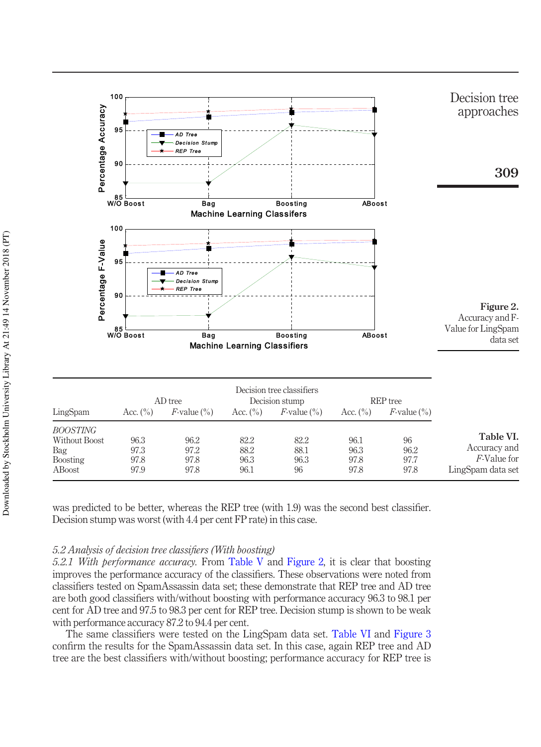**Figure 2.** Accuracy and F-Value for LingSpam data set

**Table VI.** Accuracy and *F*-Value for LingSpam data set

| LingSpam | AD tree Acc. (%) | AD tree *F*-value (%) | Decision stump Acc. (%) | Decision stump *F*-value (%) | REP tree Acc. (%) | REP tree *F*-value (%) |
|---|---|---|---|---|---|---|
| *BOOSTING* | | | | | | |
| Without Boost | 96.3 | 96.2 | 82.2 | 82.2 | 96.1 | 96 |
| Bag | 97.3 | 97.2 | 88.2 | 88.1 | 96.3 | 96.2 |
| Boosting | 97.8 | 97.8 | 96.3 | 96.3 | 97.8 | 97.7 |
| ABoost | 97.9 | 97.8 | 96.1 | 96 | 97.8 | 97.8 |

was predicted to be better, whereas the REP tree (with 1.9) was the second best classifier. Decision stump was worst (with 4.4 per cent FP rate) in this case.

### *5.2 Analysis of decision tree classifiers (With boosting)*

*5.2.1 With performance accuracy.* From Table V and Figure 2, it is clear that boosting improves the performance accuracy of the classifiers. These observations were noted from classifiers tested on SpamAssassin data set; these demonstrate that REP tree and AD tree are both good classifiers with/without boosting with performance accuracy 96.3 to 98.1 per cent for AD tree and 97.5 to 98.3 per cent for REP tree. Decision stump is shown to be weak with performance accuracy 87.2 to 94.4 per cent.

The same classifiers were tested on the LingSpam data set. Table VI and Figure 3 confirm the results for the SpamAssassin data set. In this case, again REP tree and AD tree are the best classifiers with/without boosting; performance accuracy for REP tree is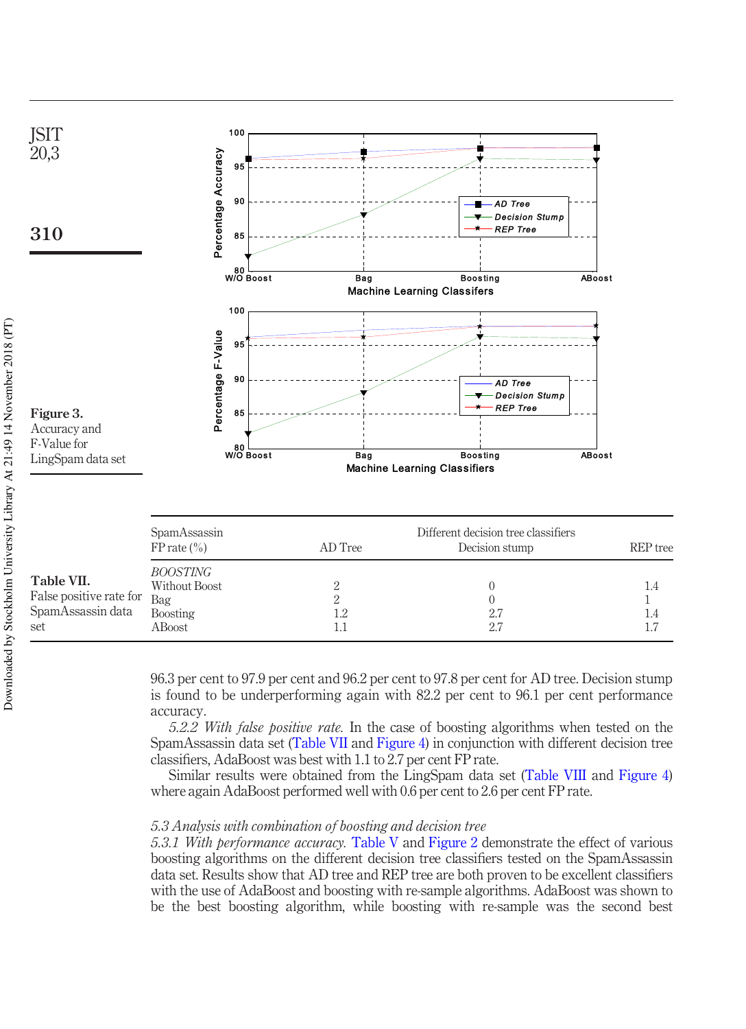Figure 3. Accuracy and F-Value for LingSpam data set

Table VII. False positive rate for SpamAssassin data set

| SpamAssassin FP rate (%) | AD Tree | Different decision tree classifiers Decision stump | REP tree |
|---|---|---|---|
| *BOOSTING* | | | |
| Without Boost | 2 | 0 | 1.4 |
| Bag | 2 | 0 | 1 |
| Boosting | 1.2 | 2.7 | 1.4 |
| ABoost | 1.1 | 2.7 | 1.7 |

96.3 per cent to 97.9 per cent and 96.2 per cent to 97.8 per cent for AD tree. Decision stump is found to be underperforming again with 82.2 per cent to 96.1 per cent performance accuracy.

*5.2.2 With false positive rate.* In the case of boosting algorithms when tested on the SpamAssassin data set (Table VII and Figure 4) in conjunction with different decision tree classifiers, AdaBoost was best with 1.1 to 2.7 per cent FP rate.

Similar results were obtained from the LingSpam data set (Table VIII and Figure 4) where again AdaBoost performed well with 0.6 per cent to 2.6 per cent FP rate.

*5.3 Analysis with combination of boosting and decision tree*

*5.3.1 With performance accuracy.* Table V and Figure 2 demonstrate the effect of various boosting algorithms on the different decision tree classifiers tested on the SpamAssassin data set. Results show that AD tree and REP tree are both proven to be excellent classifiers with the use of AdaBoost and boosting with re-sample algorithms. AdaBoost was shown to be the best boosting algorithm, while boosting with re-sample was the second best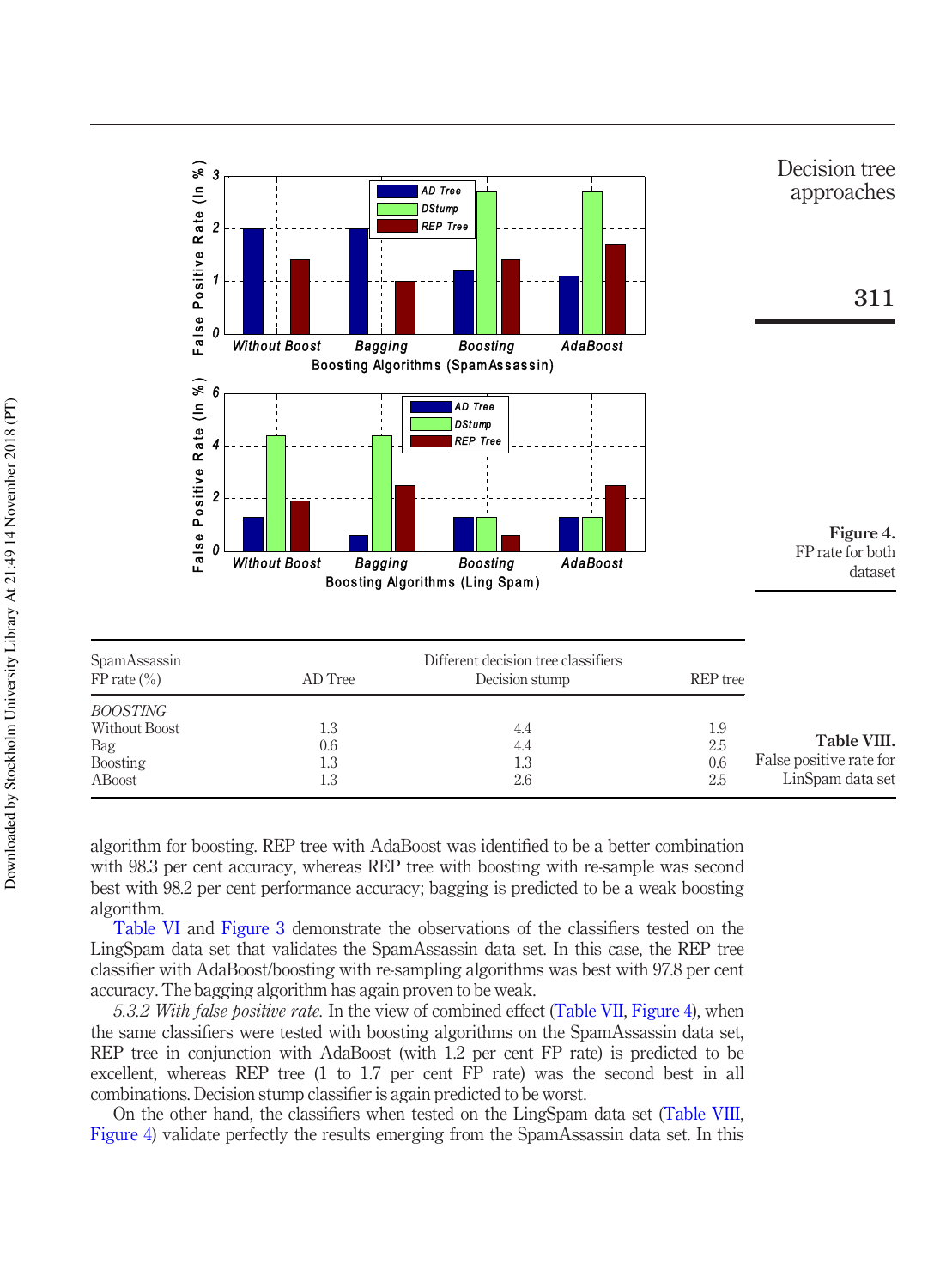**Figure 4.**
FP rate for both dataset

| SpamAssassin FP rate (%) | AD Tree | Different decision tree classifiers Decision stump | REP tree |
|---|---|---|---|
| *BOOSTING* | | | |
| Without Boost | 1.3 | 4.4 | 1.9 |
| Bag | 0.6 | 4.4 | 2.5 |
| Boosting | 1.3 | 1.3 | 0.6 |
| ABoost | 1.3 | 2.6 | 2.5 |

**Table VIII.**
False positive rate for LinSpam data set

algorithm for boosting. REP tree with AdaBoost was identified to be a better combination with 98.3 per cent accuracy, whereas REP tree with boosting with re-sample was second best with 98.2 per cent performance accuracy; bagging is predicted to be a weak boosting algorithm.

Table VI and Figure 3 demonstrate the observations of the classifiers tested on the LingSpam data set that validates the SpamAssassin data set. In this case, the REP tree classifier with AdaBoost/boosting with re-sampling algorithms was best with 97.8 per cent accuracy. The bagging algorithm has again proven to be weak.

*5.3.2 With false positive rate.* In the view of combined effect (Table VII, Figure 4), when the same classifiers were tested with boosting algorithms on the SpamAssassin data set, REP tree in conjunction with AdaBoost (with 1.2 per cent FP rate) is predicted to be excellent, whereas REP tree (1 to 1.7 per cent FP rate) was the second best in all combinations. Decision stump classifier is again predicted to be worst.

On the other hand, the classifiers when tested on the LingSpam data set (Table VIII, Figure 4) validate perfectly the results emerging from the SpamAssassin data set. In this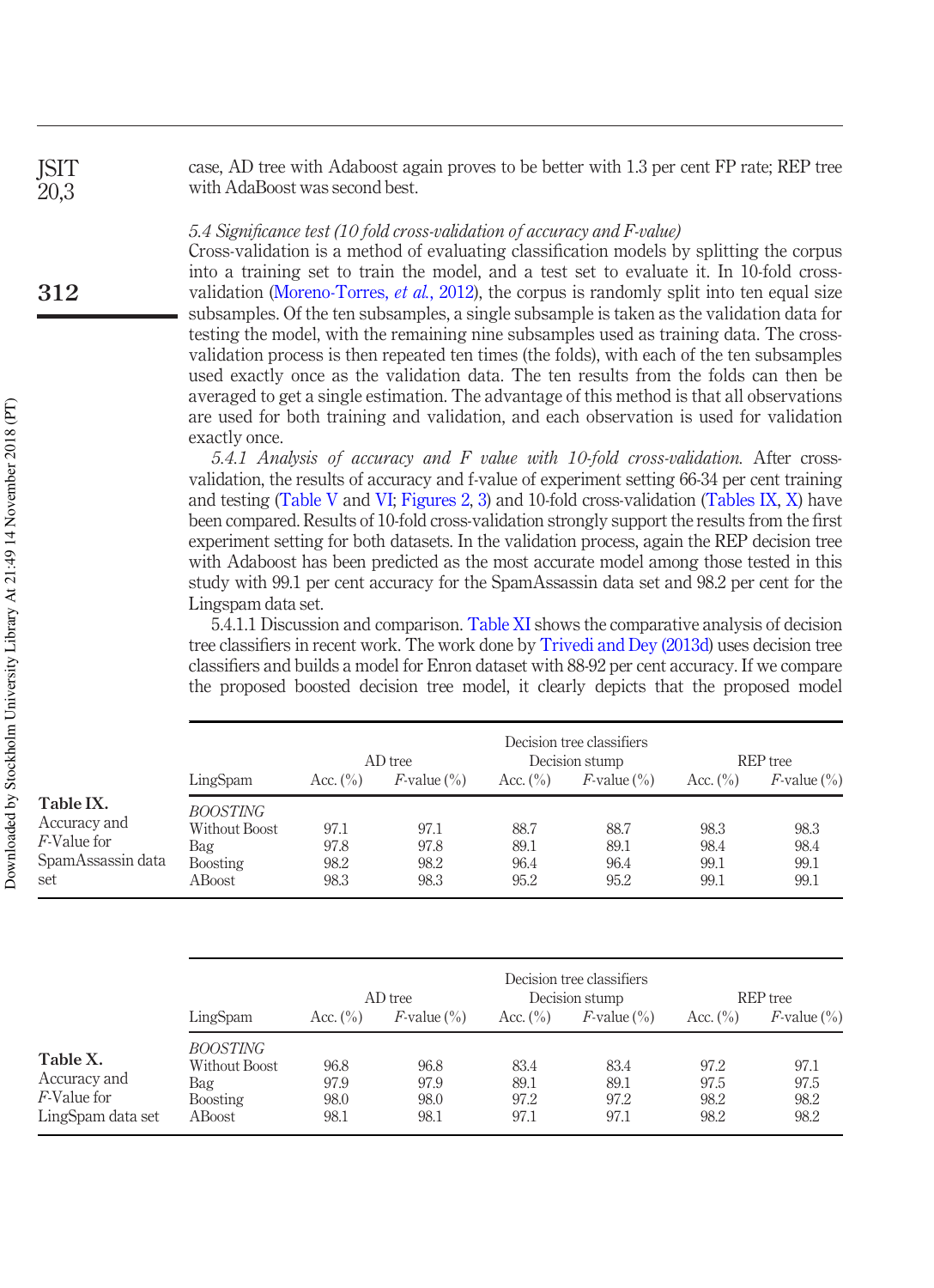case, AD tree with Adaboost again proves to be better with 1.3 per cent FP rate; REP tree with AdaBoost was second best.

### 5.4 Significance test (10 fold cross-validation of accuracy and F-value)

Cross-validation is a method of evaluating classification models by splitting the corpus into a training set to train the model, and a test set to evaluate it. In 10-fold cross-validation (Moreno-Torres, *et al.*, 2012), the corpus is randomly split into ten equal size subsamples. Of the ten subsamples, a single subsample is taken as the validation data for testing the model, with the remaining nine subsamples used as training data. The cross-validation process is then repeated ten times (the folds), with each of the ten subsamples used exactly once as the validation data. The ten results from the folds can then be averaged to get a single estimation. The advantage of this method is that all observations are used for both training and validation, and each observation is used for validation exactly once.

*5.4.1 Analysis of accuracy and F value with 10-fold cross-validation.* After cross-validation, the results of accuracy and f-value of experiment setting 66-34 per cent training and testing (Table V and VI; Figures 2, 3) and 10-fold cross-validation (Tables IX, X) have been compared. Results of 10-fold cross-validation strongly support the results from the first experiment setting for both datasets. In the validation process, again the REP decision tree with Adaboost has been predicted as the most accurate model among those tested in this study with 99.1 per cent accuracy for the SpamAssassin data set and 98.2 per cent for the Lingspam data set.

5.4.1.1 Discussion and comparison. Table XI shows the comparative analysis of decision tree classifiers in recent work. The work done by Trivedi and Dey (2013d) uses decision tree classifiers and builds a model for Enron dataset with 88-92 per cent accuracy. If we compare the proposed boosted decision tree model, it clearly depicts that the proposed model

**Table IX.** Accuracy and *F*-Value for SpamAssassin data set

| | Decision tree classifiers | | | | | |
|---|---|---|---|---|---|---|
| | AD tree | | Decision stump | | REP tree | |
| LingSpam | Acc. (%) | *F*-value (%) | Acc. (%) | *F*-value (%) | Acc. (%) | *F*-value (%) |
| *BOOSTING* | | | | | | |
| Without Boost | 97.1 | 97.1 | 88.7 | 88.7 | 98.3 | 98.3 |
| Bag | 97.8 | 97.8 | 89.1 | 89.1 | 98.4 | 98.4 |
| Boosting | 98.2 | 98.2 | 96.4 | 96.4 | 99.1 | 99.1 |
| ABoost | 98.3 | 98.3 | 95.2 | 95.2 | 99.1 | 99.1 |

**Table X.** Accuracy and *F*-Value for LingSpam data set

| | Decision tree classifiers | | | | | |
|---|---|---|---|---|---|---|
| | AD tree | | Decision stump | | REP tree | |
| LingSpam | Acc. (%) | *F*-value (%) | Acc. (%) | *F*-value (%) | Acc. (%) | *F*-value (%) |
| *BOOSTING* | | | | | | |
| Without Boost | 96.8 | 96.8 | 83.4 | 83.4 | 97.2 | 97.1 |
| Bag | 97.9 | 97.9 | 89.1 | 89.1 | 97.5 | 97.5 |
| Boosting | 98.0 | 98.0 | 97.2 | 97.2 | 98.2 | 98.2 |
| ABoost | 98.1 | 98.1 | 97.1 | 97.1 | 98.2 | 98.2 |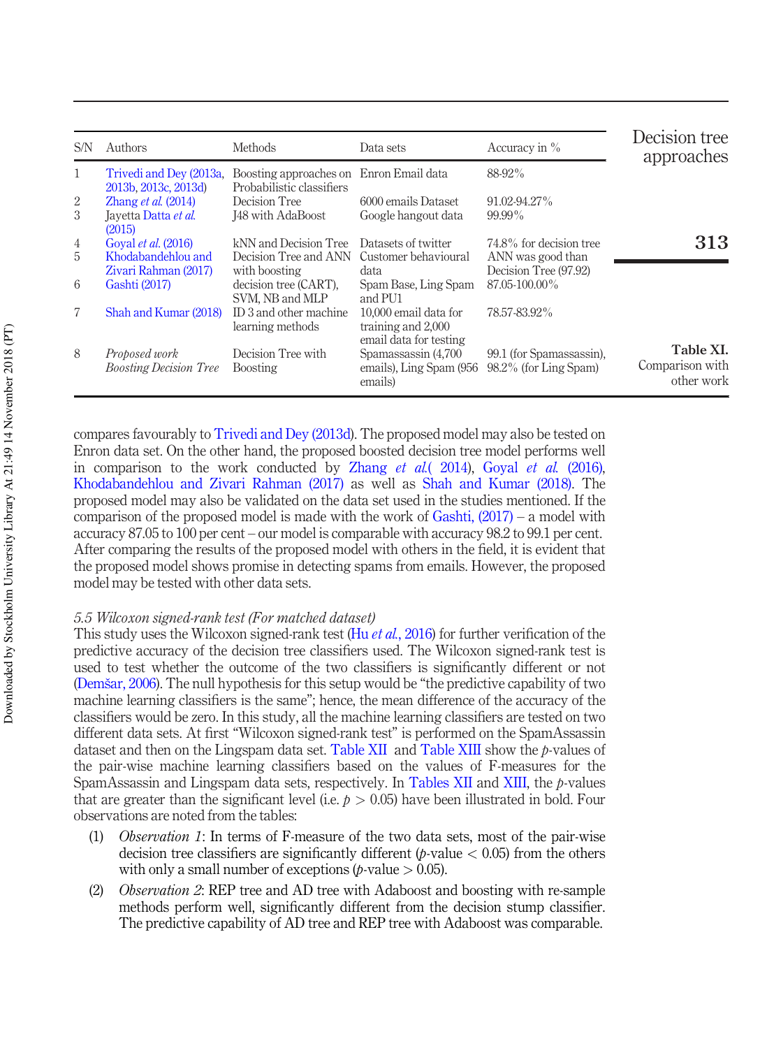| S/N | Authors | Methods | Data sets | Accuracy in % |
|---|---|---|---|---|
| 1 | Trivedi and Dey (2013a, 2013b, 2013c, 2013d) | Boosting approaches on Probabilistic classifiers | Enron Email data | 88-92% |
| 2 | Zhang *et al.* (2014) | Decision Tree | 6000 emails Dataset | 91.02-94.27% |
| 3 | Jayetta Datta *et al.* (2015) | J48 with AdaBoost | Google hangout data | 99.99% |
| 4 | Goyal *et al.* (2016) | kNN and Decision Tree | Datasets of twitter | 74.8% for decision tree |
| 5 | Khodabandehlou and Zivari Rahman (2017) | Decision Tree and ANN with boosting | Customer behavioural data | ANN was good than Decision Tree (97.92) |
| 6 | Gashti (2017) | decision tree (CART), SVM, NB and MLP | Spam Base, Ling Spam and PU1 | 87.05-100.00% |
| 7 | Shah and Kumar (2018) | ID 3 and other machine learning methods | 10,000 email data for training and 2,000 email data for testing | 78.57-83.92% |
| 8 | *Proposed work Boosting Decision Tree* | Decision Tree with Boosting | Spamassassin (4,700 emails), Ling Spam (956 emails) | 99.1 (for Spamassassin), 98.2% (for Ling Spam) |

**Table XI.** Comparison with other work

compares favourably to Trivedi and Dey (2013d). The proposed model may also be tested on Enron data set. On the other hand, the proposed boosted decision tree model performs well in comparison to the work conducted by Zhang *et al.*( 2014), Goyal *et al.* (2016), Khodabandehlou and Zivari Rahman (2017) as well as Shah and Kumar (2018). The proposed model may also be validated on the data set used in the studies mentioned. If the comparison of the proposed model is made with the work of Gashti, (2017) – a model with accuracy 87.05 to 100 per cent – our model is comparable with accuracy 98.2 to 99.1 per cent. After comparing the results of the proposed model with others in the field, it is evident that the proposed model shows promise in detecting spams from emails. However, the proposed model may be tested with other data sets.

### *5.5 Wilcoxon signed-rank test (For matched dataset)*

This study uses the Wilcoxon signed-rank test (Hu *et al.*, 2016) for further verification of the predictive accuracy of the decision tree classifiers used. The Wilcoxon signed-rank test is used to test whether the outcome of the two classifiers is significantly different or not (Demšar, 2006). The null hypothesis for this setup would be "the predictive capability of two machine learning classifiers is the same"; hence, the mean difference of the accuracy of the classifiers would be zero. In this study, all the machine learning classifiers are tested on two different data sets. At first "Wilcoxon signed-rank test" is performed on the SpamAssassin dataset and then on the Lingspam data set. Table XII and Table XIII show the $p$-values of the pair-wise machine learning classifiers based on the values of F-measures for the SpamAssassin and Lingspam data sets, respectively. In Tables XII and XIII, the $p$-values that are greater than the significant level (i.e. $p > 0.05$) have been illustrated in bold. Four observations are noted from the tables:

1. *Observation 1*: In terms of F-measure of the two data sets, most of the pair-wise decision tree classifiers are significantly different ($p$-value $< 0.05$) from the others with only a small number of exceptions ($p$-value $> 0.05$).
2. *Observation 2*: REP tree and AD tree with Adaboost and boosting with re-sample methods perform well, significantly different from the decision stump classifier. The predictive capability of AD tree and REP tree with Adaboost was comparable.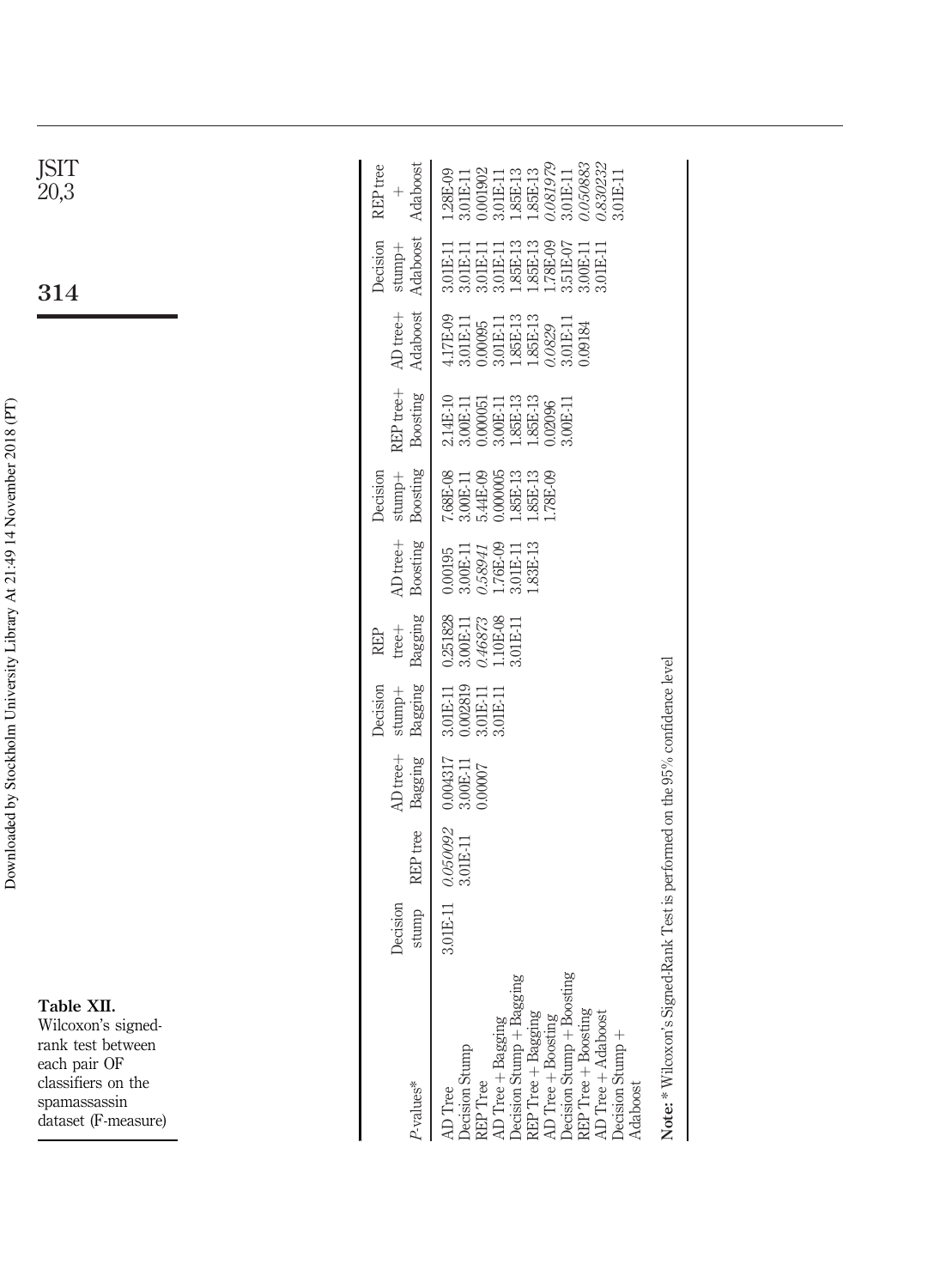**Table XII.** Wilcoxon's signed-rank test between each pair OF classifiers on the spamassassin dataset (F-measure)

| *P*-values* | Decision stump | REP tree | AD tree+ Bagging | Decision stump+ Bagging | REP tree+ Bagging | AD tree+ Boosting | Decision stump+ Boosting | REP tree+ Boosting | AD tree+ Adaboost | Decision stump+ Adaboost | REP tree + Adaboost |
|---|---|---|---|---|---|---|---|---|---|---|---|
| AD Tree | 3.01E-11 | *0.050092* | 0.004317 | 3.01E-11 | 0.251828 | 0.00195 | 7.68E-08 | 2.14E-10 | 4.17E-09 | 3.01E-11 | 1.28E-09 |
| Decision Stump | | 3.01E-11 | 3.00E-11 | 0.002819 | 3.00E-11 | 3.00E-11 | 3.00E-11 | 3.00E-11 | 3.01E-11 | 3.01E-11 | 3.01E-11 |
| REP Tree | | | 0.00007 | 3.01E-11 | *0.46873* | *0.58941* | 5.44E-09 | 0.000051 | 0.00095 | 3.01E-11 | 0.001902 |
| AD Tree + Bagging | | | | 3.01E-11 | 1.10E-08 | 1.76E-09 | 0.000005 | 3.00E-11 | 3.01E-11 | 3.01E-11 | 3.01E-11 |
| Decision Stump + Bagging | | | | | 3.01E-11 | 3.01E-11 | 1.85E-13 | 1.85E-13 | 1.85E-13 | 1.85E-13 | 1.85E-13 |
| REP Tree + Bagging | | | | | | 1.83E-13 | 1.85E-13 | 1.85E-13 | 1.85E-13 | 1.85E-13 | 1.85E-13 |
| AD Tree + Boosting | | | | | | | 1.78E-09 | 0.02096 | *0.0829* | 1.78E-09 | *0.081979* |
| Decision Stump + Boosting | | | | | | | | 3.00E-11 | 3.01E-11 | 3.51E-07 | 3.01E-11 |
| REP Tree + Boosting | | | | | | | | | 0.09184 | 3.00E-11 | *0.050883* |
| AD Tree + Adaboost | | | | | | | | | | 3.01E-11 | *0.830232* |
| Decision Stump + Adaboost | | | | | | | | | | | 3.01E-11 |

**Note:** * Wilcoxon's Signed-Rank Test is performed on the 95% confidence level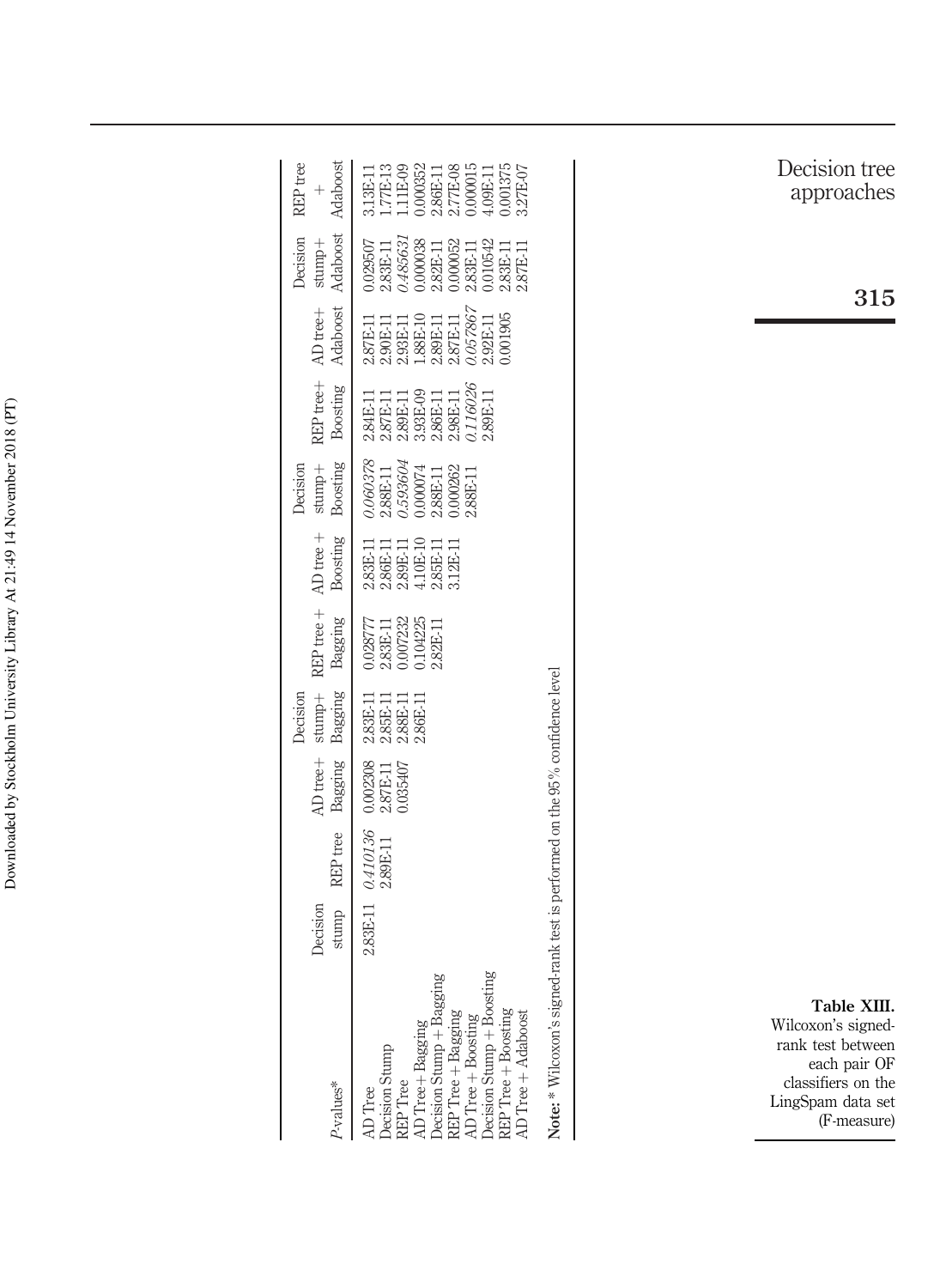**Table XIII.** Wilcoxon's signed-rank test between each pair OF classifiers on the LingSpam data set (F-measure)

| *P*-values* | Decision stump | REP tree | AD tree+ Bagging | Decision stump+ Bagging | REP tree + Bagging | AD tree + Boosting | Decision stump+ Boosting | REP tree+ Boosting | AD tree+ Adaboost | Decision stump+ Adaboost | REP tree + Adaboost |
|---|---|---|---|---|---|---|---|---|---|---|---|
| AD Tree | 2.83E-11 | *0.410136* | 0.002308 | 2.83E-11 | 0.028777 | 2.83E-11 | *0.060378* | 2.84E-11 | 2.87E-11 | 0.029507 | 3.13E-11 |
| Decision Stump | | 2.89E-11 | 2.87E-11 | 2.85E-11 | 2.83E-11 | 2.86E-11 | 2.88E-11 | 2.87E-11 | 2.90E-11 | 2.83E-11 | 1.77E-13 |
| REP Tree | | | 0.035407 | 2.88E-11 | 0.007232 | 2.89E-11 | *0.593604* | 2.89E-11 | 2.93E-11 | *0.485631* | 1.11E-09 |
| AD Tree+ Bagging | | | | 2.86E-11 | 0.104225 | 4.10E-10 | 0.000074 | 3.93E-09 | 1.88E-10 | 0.000038 | 0.000352 |
| Decision Stump + Bagging | | | | | 2.82E-11 | 2.85E-11 | 2.88E-11 | 2.86E-11 | 2.89E-11 | 2.82E-11 | 2.86E-11 |
| REP Tree + Bagging | | | | | | 3.12E-11 | 0.000262 | 2.98E-11 | 2.87E-11 | 0.000052 | 2.77E-08 |
| AD Tree + Boosting | | | | | | | 2.88E-11 | *0.116026* | *0.057867* | 2.83E-11 | 0.000015 |
| Decision Stump + Boosting | | | | | | | | 2.89E-11 | 2.92E-11 | 0.010542 | 4.09E-11 |
| REP Tree + Boosting | | | | | | | | | 0.001905 | 2.83E-11 | 0.001375 |
| AD Tree + Adaboost | | | | | | | | | | 2.87E-11 | 3.27E-07 |

**Note:** * Wilcoxon's signed-rank test is performed on the 95% confidence level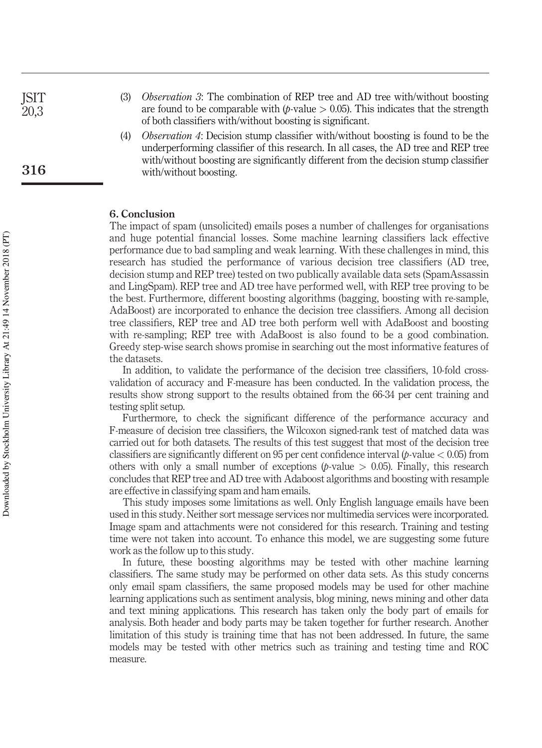(3) *Observation 3*: The combination of REP tree and AD tree with/without boosting are found to be comparable with ($p$-value $> 0.05$). This indicates that the strength of both classifiers with/without boosting is significant.

(4) *Observation 4*: Decision stump classifier with/without boosting is found to be the underperforming classifier of this research. In all cases, the AD tree and REP tree with/without boosting are significantly different from the decision stump classifier with/without boosting.

## 6. Conclusion

The impact of spam (unsolicited) emails poses a number of challenges for organisations and huge potential financial losses. Some machine learning classifiers lack effective performance due to bad sampling and weak learning. With these challenges in mind, this research has studied the performance of various decision tree classifiers (AD tree, decision stump and REP tree) tested on two publically available data sets (SpamAssassin and LingSpam). REP tree and AD tree have performed well, with REP tree proving to be the best. Furthermore, different boosting algorithms (bagging, boosting with re-sample, AdaBoost) are incorporated to enhance the decision tree classifiers. Among all decision tree classifiers, REP tree and AD tree both perform well with AdaBoost and boosting with re-sampling; REP tree with AdaBoost is also found to be a good combination. Greedy step-wise search shows promise in searching out the most informative features of the datasets.

In addition, to validate the performance of the decision tree classifiers, 10-fold cross-validation of accuracy and F-measure has been conducted. In the validation process, the results show strong support to the results obtained from the 66-34 per cent training and testing split setup.

Furthermore, to check the significant difference of the performance accuracy and F-measure of decision tree classifiers, the Wilcoxon signed-rank test of matched data was carried out for both datasets. The results of this test suggest that most of the decision tree classifiers are significantly different on 95 per cent confidence interval ($p$-value $< 0.05$) from others with only a small number of exceptions ($p$-value $> 0.05$). Finally, this research concludes that REP tree and AD tree with Adaboost algorithms and boosting with resample are effective in classifying spam and ham emails.

This study imposes some limitations as well. Only English language emails have been used in this study. Neither sort message services nor multimedia services were incorporated. Image spam and attachments were not considered for this research. Training and testing time were not taken into account. To enhance this model, we are suggesting some future work as the follow up to this study.

In future, these boosting algorithms may be tested with other machine learning classifiers. The same study may be performed on other data sets. As this study concerns only email spam classifiers, the same proposed models may be used for other machine learning applications such as sentiment analysis, blog mining, news mining and other data and text mining applications. This research has taken only the body part of emails for analysis. Both header and body parts may be taken together for further research. Another limitation of this study is training time that has not been addressed. In future, the same models may be tested with other metrics such as training and testing time and ROC measure.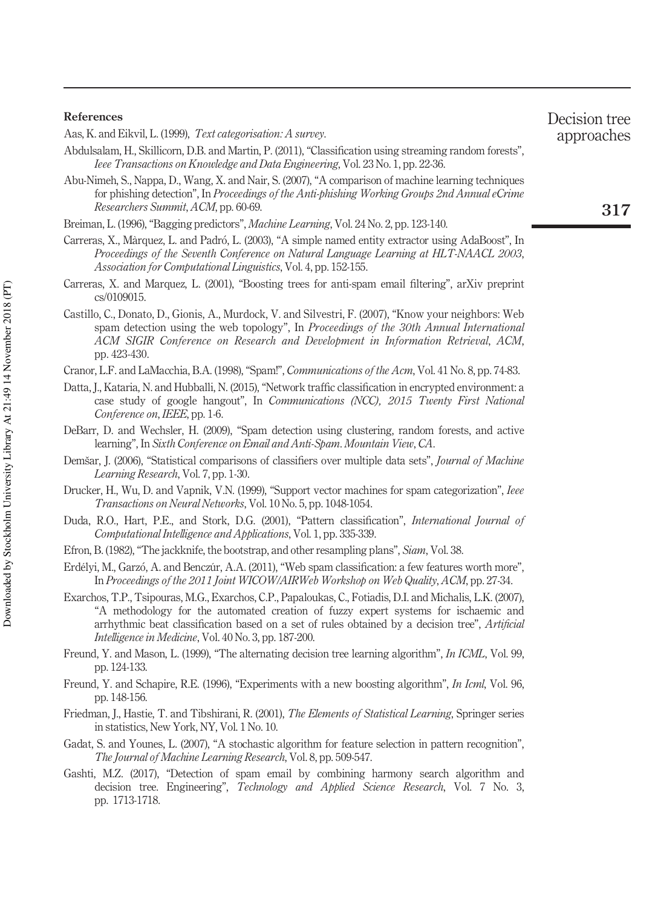## References

Aas, K. and Eikvil, L. (1999), *Text categorisation: A survey*.

Abdulsalam, H., Skillicorn, D.B. and Martin, P. (2011), "Classification using streaming random forests", *Ieee Transactions on Knowledge and Data Engineering*, Vol. 23 No. 1, pp. 22-36.

Abu-Nimeh, S., Nappa, D., Wang, X. and Nair, S. (2007), "A comparison of machine learning techniques for phishing detection", In *Proceedings of the Anti-phishing Working Groups 2nd Annual eCrime Researchers Summit*, *ACM*, pp. 60-69.

Breiman, L. (1996), "Bagging predictors", *Machine Learning*, Vol. 24 No. 2, pp. 123-140.

Carreras, X., Màrquez, L. and Padró, L. (2003), "A simple named entity extractor using AdaBoost", In *Proceedings of the Seventh Conference on Natural Language Learning at HLT-NAACL 2003*, *Association for Computational Linguistics*, Vol. 4, pp. 152-155.

Carreras, X. and Marquez, L. (2001), "Boosting trees for anti-spam email filtering", arXiv preprint cs/0109015.

Castillo, C., Donato, D., Gionis, A., Murdock, V. and Silvestri, F. (2007), "Know your neighbors: Web spam detection using the web topology", In *Proceedings of the 30th Annual International ACM SIGIR Conference on Research and Development in Information Retrieval*, *ACM*, pp. 423-430.

Cranor, L.F. and LaMacchia, B.A. (1998), "Spam!", *Communications of the Acm*, Vol. 41 No. 8, pp. 74-83.

Datta, J., Kataria, N. and Hubballi, N. (2015), "Network traffic classification in encrypted environment: a case study of google hangout", In *Communications (NCC), 2015 Twenty First National Conference on*, *IEEE*, pp. 1-6.

DeBarr, D. and Wechsler, H. (2009), "Spam detection using clustering, random forests, and active learning", In *Sixth Conference on Email and Anti-Spam*. *Mountain View*, *CA*.

Demšar, J. (2006), "Statistical comparisons of classifiers over multiple data sets", *Journal of Machine Learning Research*, Vol. 7, pp. 1-30.

Drucker, H., Wu, D. and Vapnik, V.N. (1999), "Support vector machines for spam categorization", *Ieee Transactions on Neural Networks*, Vol. 10 No. 5, pp. 1048-1054.

Duda, R.O., Hart, P.E., and Stork, D.G. (2001), "Pattern classification", *International Journal of Computational Intelligence and Applications*, Vol. 1, pp. 335-339.

Efron, B. (1982), "The jackknife, the bootstrap, and other resampling plans", *Siam*, Vol. 38.

Erdélyi, M., Garzó, A. and Benczúr, A.A. (2011), "Web spam classification: a few features worth more", In *Proceedings of the 2011 Joint WICOW/AIRWeb Workshop on Web Quality*, *ACM*, pp. 27-34.

Exarchos, T.P., Tsipouras, M.G., Exarchos, C.P., Papaloukas, C., Fotiadis, D.I. and Michalis, L.K. (2007), "A methodology for the automated creation of fuzzy expert systems for ischaemic and arrhythmic beat classification based on a set of rules obtained by a decision tree", *Artificial Intelligence in Medicine*, Vol. 40 No. 3, pp. 187-200.

Freund, Y. and Mason, L. (1999), "The alternating decision tree learning algorithm", *In ICML*, Vol. 99, pp. 124-133.

Freund, Y. and Schapire, R.E. (1996), "Experiments with a new boosting algorithm", *In Icml*, Vol. 96, pp. 148-156.

Friedman, J., Hastie, T. and Tibshirani, R. (2001), *The Elements of Statistical Learning*, Springer series in statistics, New York, NY, Vol. 1 No. 10.

Gadat, S. and Younes, L. (2007), "A stochastic algorithm for feature selection in pattern recognition", *The Journal of Machine Learning Research*, Vol. 8, pp. 509-547.

Gashti, M.Z. (2017), "Detection of spam email by combining harmony search algorithm and decision tree. Engineering", *Technology and Applied Science Research*, Vol. 7 No. 3, pp. 1713-1718.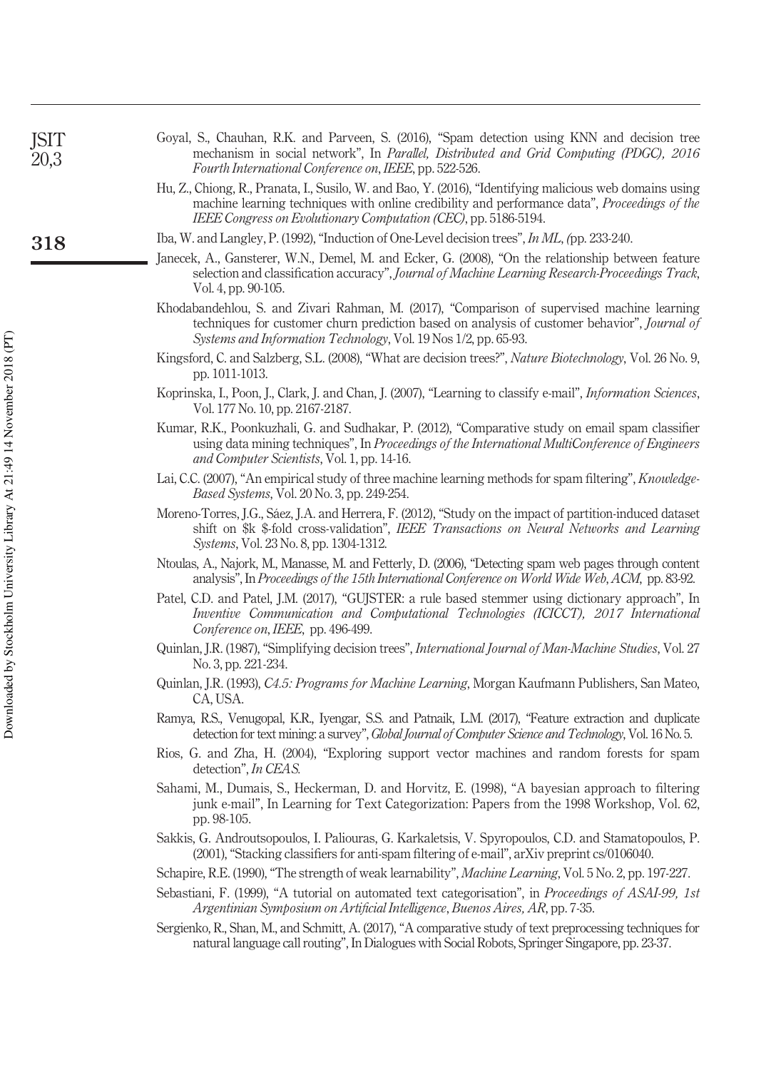Goyal, S., Chauhan, R.K. and Parveen, S. (2016), "Spam detection using KNN and decision tree mechanism in social network", In *Parallel, Distributed and Grid Computing (PDGC), 2016 Fourth International Conference on*, *IEEE*, pp. 522-526.

Hu, Z., Chiong, R., Pranata, I., Susilo, W. and Bao, Y. (2016), "Identifying malicious web domains using machine learning techniques with online credibility and performance data", *Proceedings of the IEEE Congress on Evolutionary Computation (CEC)*, pp. 5186-5194.

Iba, W. and Langley, P. (1992), "Induction of One-Level decision trees", *In ML*, *(*pp. 233-240.

Janecek, A., Gansterer, W.N., Demel, M. and Ecker, G. (2008), "On the relationship between feature selection and classification accuracy", *Journal of Machine Learning Research-Proceedings Track*, Vol. 4, pp. 90-105.

Khodabandehlou, S. and Zivari Rahman, M. (2017), "Comparison of supervised machine learning techniques for customer churn prediction based on analysis of customer behavior", *Journal of Systems and Information Technology*, Vol. 19 Nos 1/2, pp. 65-93.

Kingsford, C. and Salzberg, S.L. (2008), "What are decision trees?", *Nature Biotechnology*, Vol. 26 No. 9, pp. 1011-1013.

Koprinska, I., Poon, J., Clark, J. and Chan, J. (2007), "Learning to classify e-mail", *Information Sciences*, Vol. 177 No. 10, pp. 2167-2187.

Kumar, R.K., Poonkuzhali, G. and Sudhakar, P. (2012), "Comparative study on email spam classifier using data mining techniques", In *Proceedings of the International MultiConference of Engineers and Computer Scientists*, Vol. 1, pp. 14-16.

Lai, C.C. (2007), "An empirical study of three machine learning methods for spam filtering", *Knowledge-Based Systems*, Vol. 20 No. 3, pp. 249-254.

Moreno-Torres, J.G., Sáez, J.A. and Herrera, F. (2012), "Study on the impact of partition-induced dataset shift on $k $-fold cross-validation", *IEEE Transactions on Neural Networks and Learning Systems*, Vol. 23 No. 8, pp. 1304-1312.

Ntoulas, A., Najork, M., Manasse, M. and Fetterly, D. (2006), "Detecting spam web pages through content analysis", In *Proceedings of the 15th International Conference on World Wide Web*, *ACM*, pp. 83-92.

Patel, C.D. and Patel, J.M. (2017), "GUJSTER: a rule based stemmer using dictionary approach", In *Inventive Communication and Computational Technologies (ICICCT), 2017 International Conference on*, *IEEE*, pp. 496-499.

Quinlan, J.R. (1987), "Simplifying decision trees", *International Journal of Man-Machine Studies*, Vol. 27 No. 3, pp. 221-234.

Quinlan, J.R. (1993), *C4.5: Programs for Machine Learning*, Morgan Kaufmann Publishers, San Mateo, CA, USA.

Ramya, R.S., Venugopal, K.R., Iyengar, S.S. and Patnaik, L.M. (2017), "Feature extraction and duplicate detection for text mining: a survey", *Global Journal of Computer Science and Technology*, Vol. 16 No. 5.

Rios, G. and Zha, H. (2004), "Exploring support vector machines and random forests for spam detection", *In CEAS*.

Sahami, M., Dumais, S., Heckerman, D. and Horvitz, E. (1998), "A bayesian approach to filtering junk e-mail", In Learning for Text Categorization: Papers from the 1998 Workshop, Vol. 62, pp. 98-105.

Sakkis, G. Androutsopoulos, I. Paliouras, G. Karkaletsis, V. Spyropoulos, C.D. and Stamatopoulos, P. (2001), "Stacking classifiers for anti-spam filtering of e-mail", arXiv preprint cs/0106040.

Schapire, R.E. (1990), "The strength of weak learnability", *Machine Learning*, Vol. 5 No. 2, pp. 197-227.

Sebastiani, F. (1999), "A tutorial on automated text categorisation", in *Proceedings of ASAI-99, 1st Argentinian Symposium on Artificial Intelligence*, *Buenos Aires, AR*, pp. 7-35.

Sergienko, R., Shan, M., and Schmitt, A. (2017), "A comparative study of text preprocessing techniques for natural language call routing", In Dialogues with Social Robots, Springer Singapore, pp. 23-37.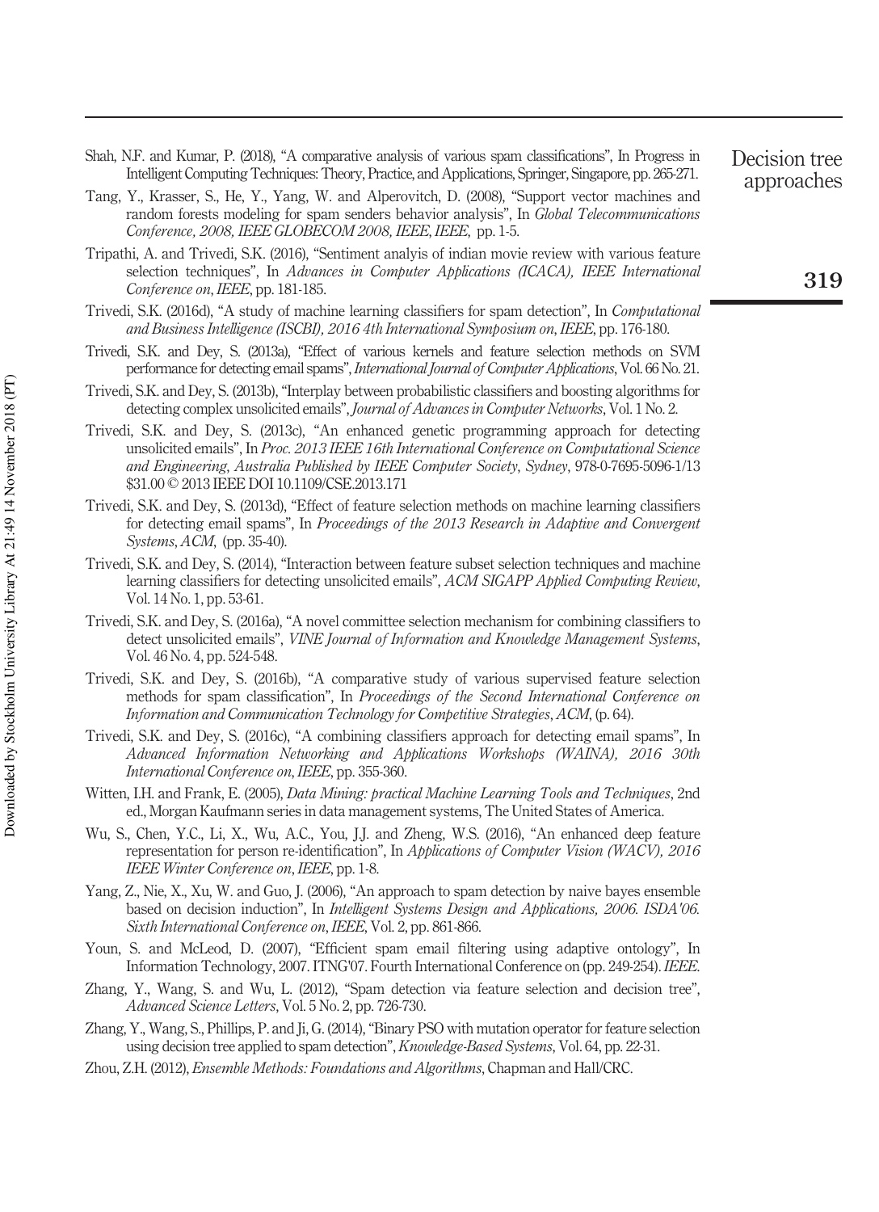Shah, N.F. and Kumar, P. (2018), "A comparative analysis of various spam classifications", In Progress in Intelligent Computing Techniques: Theory, Practice, and Applications, Springer, Singapore, pp. 265-271.

Tang, Y., Krasser, S., He, Y., Yang, W. and Alperovitch, D. (2008), "Support vector machines and random forests modeling for spam senders behavior analysis", In *Global Telecommunications Conference, 2008, IEEE GLOBECOM 2008, IEEE, IEEE*, pp. 1-5.

Tripathi, A. and Trivedi, S.K. (2016), "Sentiment analyis of indian movie review with various feature selection techniques", In *Advances in Computer Applications (ICACA), IEEE International Conference on, IEEE*, pp. 181-185.

Trivedi, S.K. (2016d), "A study of machine learning classifiers for spam detection", In *Computational and Business Intelligence (ISCBI), 2016 4th International Symposium on, IEEE*, pp. 176-180.

Trivedi, S.K. and Dey, S. (2013a), "Effect of various kernels and feature selection methods on SVM performance for detecting email spams", *International Journal of Computer Applications*, Vol. 66 No. 21.

Trivedi, S.K. and Dey, S. (2013b), "Interplay between probabilistic classifiers and boosting algorithms for detecting complex unsolicited emails", *Journal of Advances in Computer Networks*, Vol. 1 No. 2.

Trivedi, S.K. and Dey, S. (2013c), "An enhanced genetic programming approach for detecting unsolicited emails", In *Proc. 2013 IEEE 16th International Conference on Computational Science and Engineering, Australia Published by IEEE Computer Society, Sydney*, 978-0-7695-5096-1/13 $31.00 © 2013 IEEE DOI 10.1109/CSE.2013.171

Trivedi, S.K. and Dey, S. (2013d), "Effect of feature selection methods on machine learning classifiers for detecting email spams", In *Proceedings of the 2013 Research in Adaptive and Convergent Systems, ACM*, (pp. 35-40).

Trivedi, S.K. and Dey, S. (2014), "Interaction between feature subset selection techniques and machine learning classifiers for detecting unsolicited emails", *ACM SIGAPP Applied Computing Review*, Vol. 14 No. 1, pp. 53-61.

Trivedi, S.K. and Dey, S. (2016a), "A novel committee selection mechanism for combining classifiers to detect unsolicited emails", *VINE Journal of Information and Knowledge Management Systems*, Vol. 46 No. 4, pp. 524-548.

Trivedi, S.K. and Dey, S. (2016b), "A comparative study of various supervised feature selection methods for spam classification", In *Proceedings of the Second International Conference on Information and Communication Technology for Competitive Strategies, ACM*, (p. 64).

Trivedi, S.K. and Dey, S. (2016c), "A combining classifiers approach for detecting email spams", In *Advanced Information Networking and Applications Workshops (WAINA), 2016 30th International Conference on, IEEE*, pp. 355-360.

Witten, I.H. and Frank, E. (2005), *Data Mining: practical Machine Learning Tools and Techniques*, 2nd ed., Morgan Kaufmann series in data management systems, The United States of America.

Wu, S., Chen, Y.C., Li, X., Wu, A.C., You, J.J. and Zheng, W.S. (2016), "An enhanced deep feature representation for person re-identification", In *Applications of Computer Vision (WACV), 2016 IEEE Winter Conference on, IEEE*, pp. 1-8.

Yang, Z., Nie, X., Xu, W. and Guo, J. (2006), "An approach to spam detection by naive bayes ensemble based on decision induction", In *Intelligent Systems Design and Applications, 2006. ISDA'06. Sixth International Conference on, IEEE*, Vol. 2, pp. 861-866.

Youn, S. and McLeod, D. (2007), "Efficient spam email filtering using adaptive ontology", In Information Technology, 2007. ITNG'07. Fourth International Conference on (pp. 249-254). *IEEE*.

Zhang, Y., Wang, S. and Wu, L. (2012), "Spam detection via feature selection and decision tree", *Advanced Science Letters*, Vol. 5 No. 2, pp. 726-730.

Zhang, Y., Wang, S., Phillips, P. and Ji, G. (2014), "Binary PSO with mutation operator for feature selection using decision tree applied to spam detection", *Knowledge-Based Systems*, Vol. 64, pp. 22-31.

Zhou, Z.H. (2012), *Ensemble Methods: Foundations and Algorithms*, Chapman and Hall/CRC.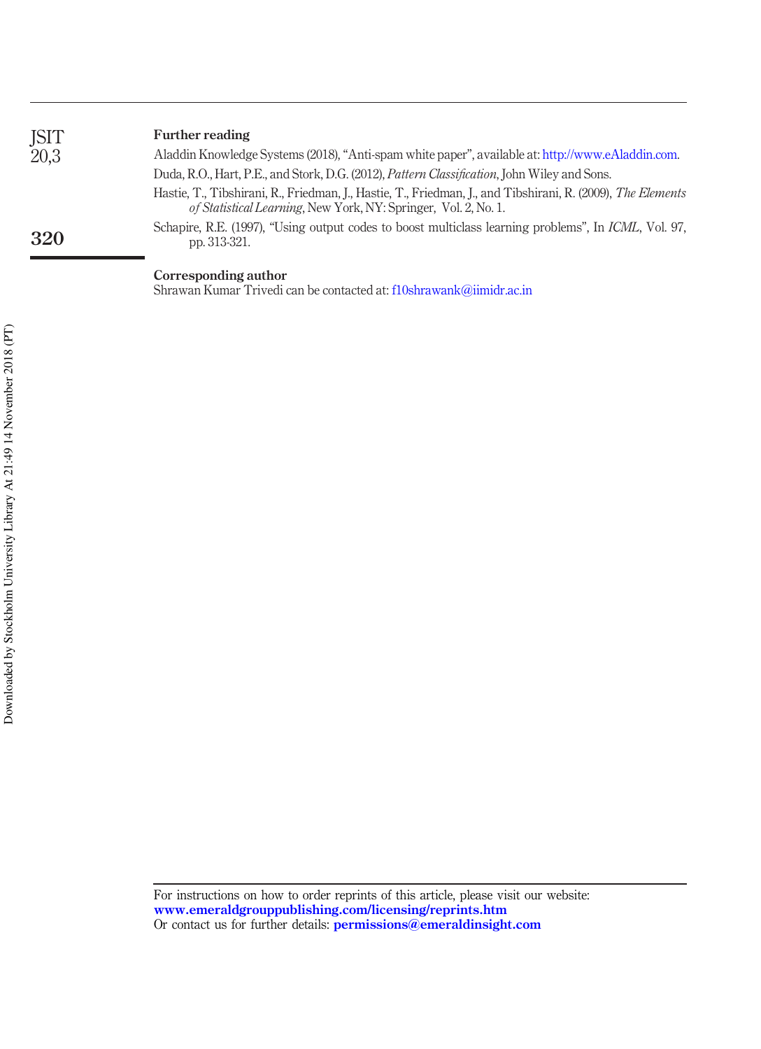## Further reading

Aladdin Knowledge Systems (2018), "Anti-spam white paper", available at: http://www.eAladdin.com.

Duda, R.O., Hart, P.E., and Stork, D.G. (2012), *Pattern Classification*, John Wiley and Sons.

Hastie, T., Tibshirani, R., Friedman, J., Hastie, T., Friedman, J., and Tibshirani, R. (2009), *The Elements of Statistical Learning*, New York, NY: Springer, Vol. 2, No. 1.

Schapire, R.E. (1997), "Using output codes to boost multiclass learning problems", In *ICML*, Vol. 97, pp. 313-321.

## Corresponding author

Shrawan Kumar Trivedi can be contacted at: f10shrawank@iimidr.ac.in

For instructions on how to order reprints of this article, please visit our website:
**www.emeraldgrouppublishing.com/licensing/reprints.htm**
Or contact us for further details: **permissions@emeraldinsight.com**